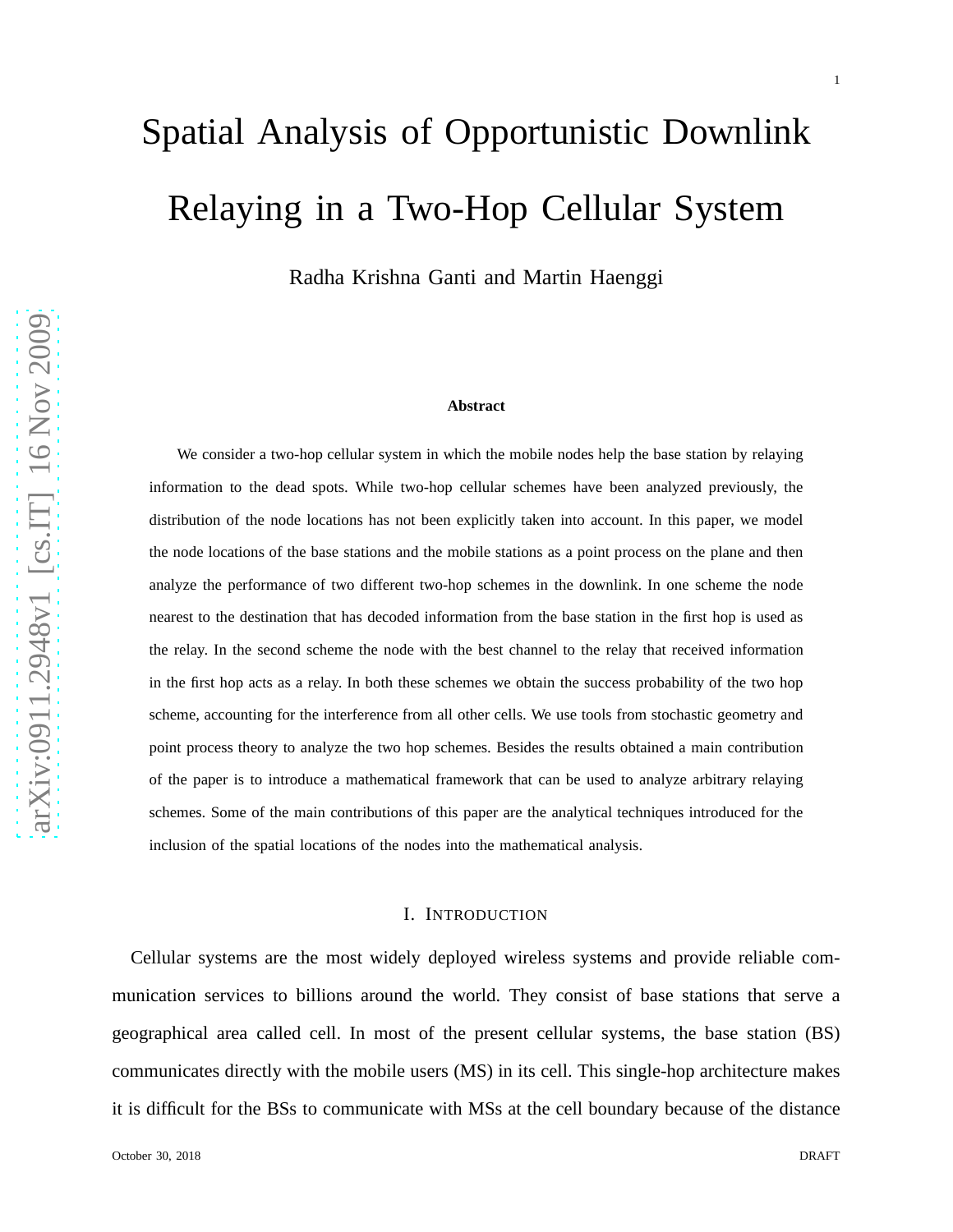# Spatial Analysis of Opportunistic Downlink Relaying in a Two-Hop Cellular System

Radha Krishna Ganti and Martin Haenggi

### Abstract

We consider a two-hop cellular system in which the mobile nodes help the base station by relaying information to the dead spots. While two-hop cellular schemes have been analyzed previously, the distribution of the node locations has not been explicitly taken into account. In this paper, we model the node locations of the base stations and the mobile stations as a point process on the plane and then analyze the performance of two different two-hop schemes in the downlink. In one scheme the node nearest to the destination that has decoded information from the base station in the first hop is used as the relay. In the second scheme the node with the best channel to the relay that received information in the first hop acts as a relay. In both these schemes we obtain the success probability of the two hop scheme, accounting for the interference from all other cells. We use tools from stochastic geometry and point process theory to analyze the two hop schemes. Besides the results obtained a main contribution of the paper is to introduce a mathematical framework that can be used to analyze arbitrary relaying schemes. Some of the main contributions of this paper are the analytical techniques introduced for the inclusion of the spatial locations of the nodes into the mathematical analysis.

## I. Introduction

Cellular systems are the most widely deployed wireless systems and provide reliable communication services to billions around the world. They consist of base stations that serve a geographical area called cell. In most of the present cellular systems, the base station (BS) communicates directly with the mobile users (MS) in its cell. This single-hop architecture makes it is difficult for the BSs to communicate with MSs at the cell boundary because of the distance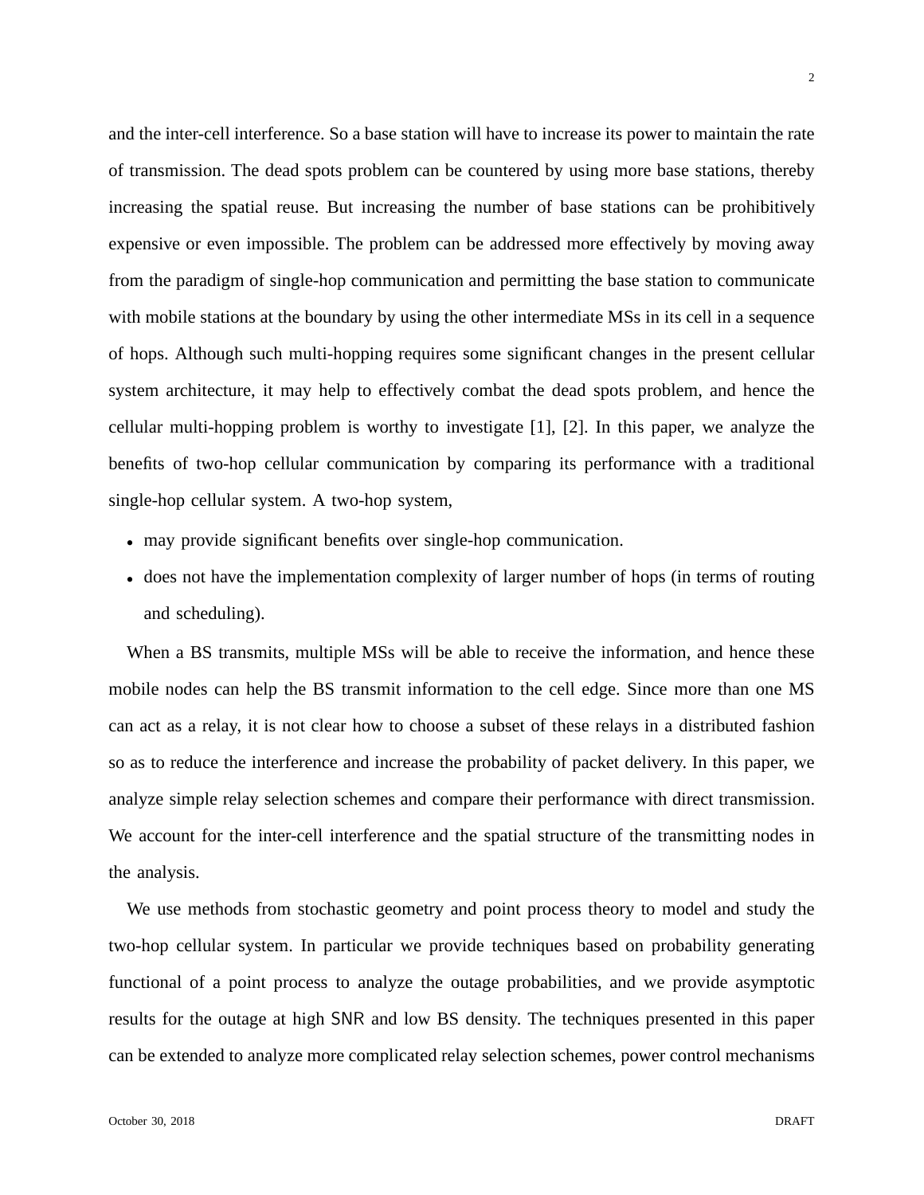and the inter-cell interference. So a base station will have to increase its power to maintain the rate of transmission. The dead spots problem can be countered by using more base stations, thereby increasing the spatial reuse. But increasing the number of base stations can be prohibitively expensive or even impossible. The problem can be addressed more effectively by moving away from the paradigm of single-hop communication and permitting the base station to communicate with mobile stations at the boundary by using the other intermediate MSs in its cell in a sequence of hops. Although such multi-hopping requires some significant changes in the present cellular system architecture, it may help to effectively combat the dead spots problem, and hence the cellular multi-hopping problem is worthy to investigate [1], [2]. In this paper, we analyze the benefits of two-hop cellular communication by comparing its performance with a traditional single-hop cellular system. A two-hop system,

- may provide significant benefits over single-hop communication.
- does not have the implementation complexity of larger number of hops (in terms of routing and scheduling).

When a BS transmits, multiple MSs will be able to receive the information, and hence these mobile nodes can help the BS transmit information to the cell edge. Since more than one MS can act as a relay, it is not clear how to choose a subset of these relays in a distributed fashion so as to reduce the interference and increase the probability of packet delivery. In this paper, we analyze simple relay selection schemes and compare their performance with direct transmission. We account for the inter-cell interference and the spatial structure of the transmitting nodes in the analysis.

We use methods from stochastic geometry and point process theory to model and study the two-hop cellular system. In particular we provide techniques based on probability generating functional of a point process to analyze the outage probabilities, and we provide asymptotic results for the outage at high $\mathsf{SNR}$ and low BS density. The techniques presented in this paper can be extended to analyze more complicated relay selection schemes, power control mechanisms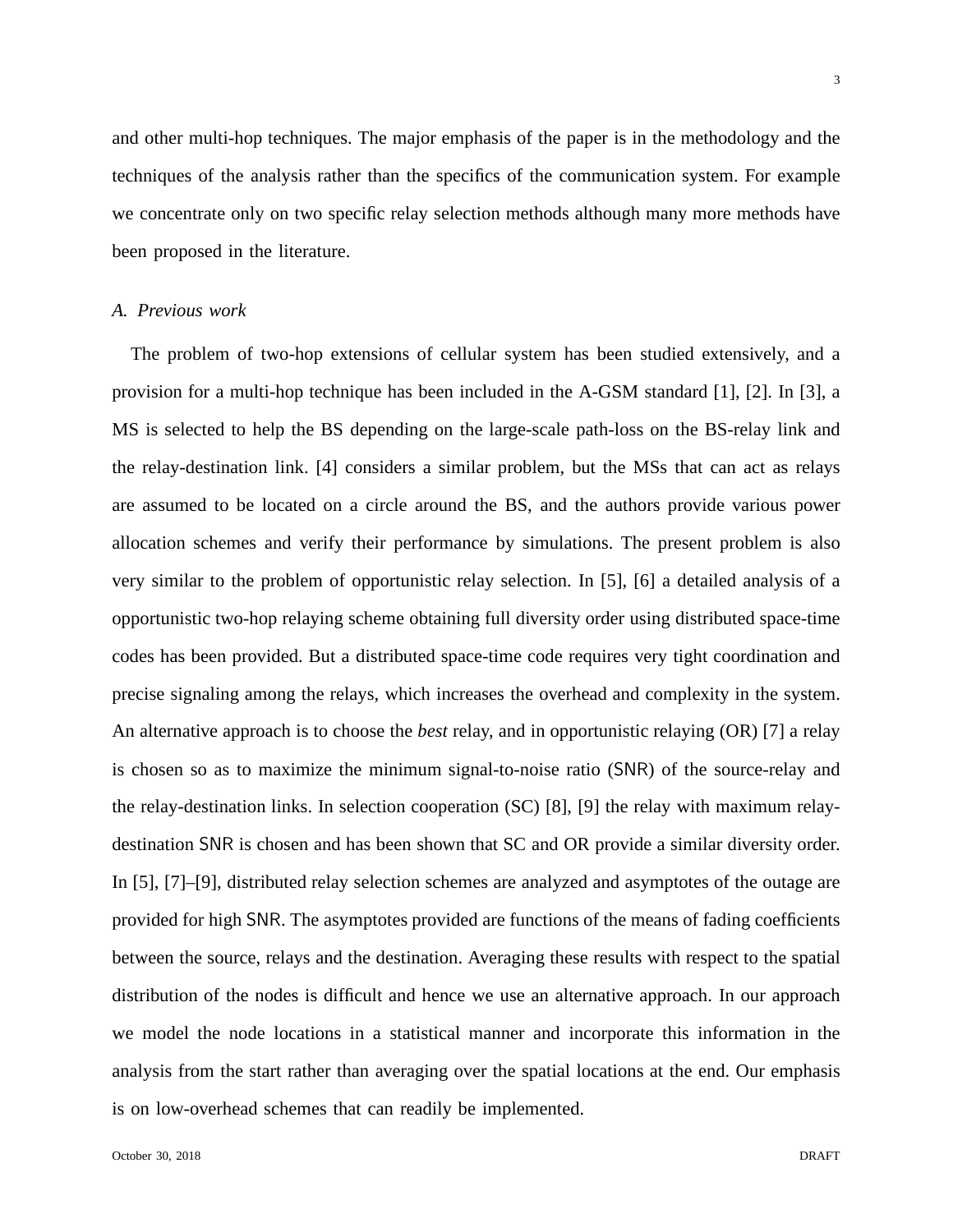and other multi-hop techniques. The major emphasis of the paper is in the methodology and the techniques of the analysis rather than the specifics of the communication system. For example we concentrate only on two specific relay selection methods although many more methods have been proposed in the literature.

### A. Previous work

The problem of two-hop extensions of cellular system has been studied extensively, and a provision for a multi-hop technique has been included in the A-GSM standard [1], [2]. In [3], a MS is selected to help the BS depending on the large-scale path-loss on the BS-relay link and the relay-destination link. [4] considers a similar problem, but the MSs that can act as relays are assumed to be located on a circle around the BS, and the authors provide various power allocation schemes and verify their performance by simulations. The present problem is also very similar to the problem of opportunistic relay selection. In [5], [6] a detailed analysis of a opportunistic two-hop relaying scheme obtaining full diversity order using distributed space-time codes has been provided. But a distributed space-time code requires very tight coordination and precise signaling among the relays, which increases the overhead and complexity in the system. An alternative approach is to choose the *best* relay, and in opportunistic relaying (OR) [7] a relay is chosen so as to maximize the minimum signal-to-noise ratio (SNR) of the source-relay and the relay-destination links. In selection cooperation (SC) [8], [9] the relay with maximum relay-destination SNR is chosen and has been shown that SC and OR provide a similar diversity order. In [5], [7]–[9], distributed relay selection schemes are analyzed and asymptotes of the outage are provided for high SNR. The asymptotes provided are functions of the means of fading coefficients between the source, relays and the destination. Averaging these results with respect to the spatial distribution of the nodes is difficult and hence we use an alternative approach. In our approach we model the node locations in a statistical manner and incorporate this information in the analysis from the start rather than averaging over the spatial locations at the end. Our emphasis is on low-overhead schemes that can readily be implemented.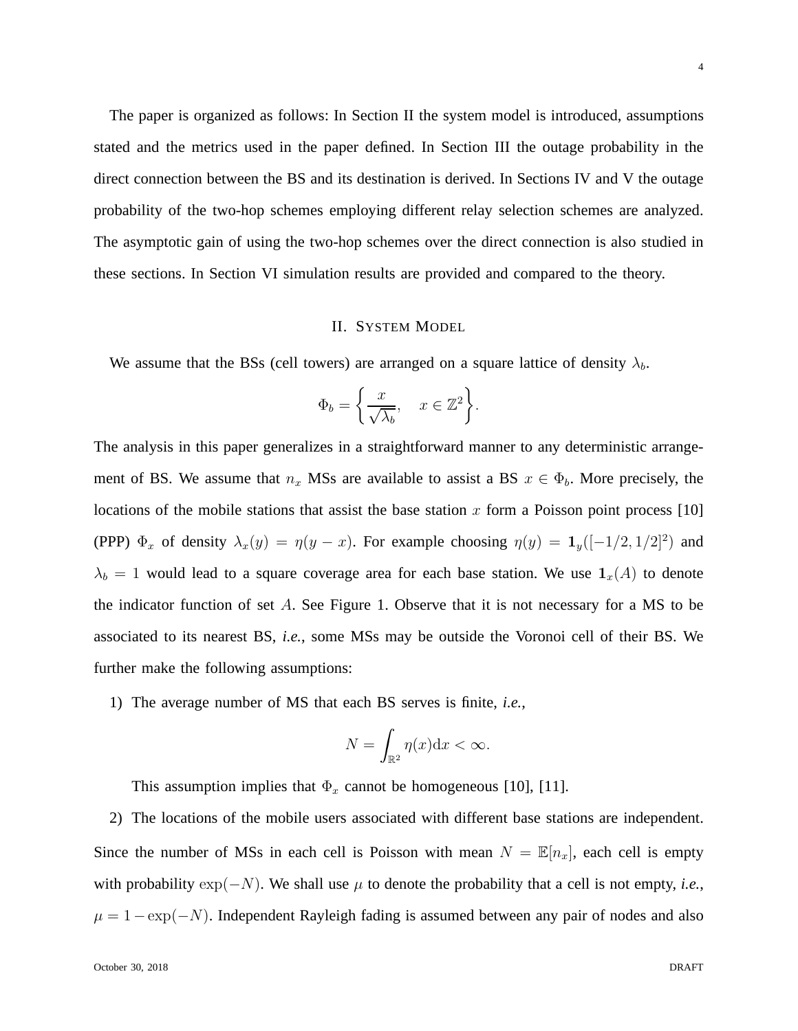The paper is organized as follows: In Section II the system model is introduced, assumptions stated and the metrics used in the paper defined. In Section III the outage probability in the direct connection between the BS and its destination is derived. In Sections IV and V the outage probability of the two-hop schemes employing different relay selection schemes are analyzed. The asymptotic gain of using the two-hop schemes over the direct connection is also studied in these sections. In Section VI simulation results are provided and compared to the theory.

## II. System Model

We assume that the BSs (cell towers) are arranged on a square lattice of density $\lambda_b$.

$$\Phi_b = \left\{ \frac{x}{\sqrt{\lambda_b}}, \quad x \in \mathbb{Z}^2 \right\}.$$

The analysis in this paper generalizes in a straightforward manner to any deterministic arrangement of BS. We assume that $n_x$ MSs are available to assist a BS $x \in \Phi_b$. More precisely, the locations of the mobile stations that assist the base station $x$ form a Poisson point process [10] (PPP) $\Phi_x$ of density $\lambda_x(y) = \eta(y - x)$. For example choosing $\eta(y) = \mathbf{1}_y([-1/2, 1/2]^2)$ and $\lambda_b = 1$ would lead to a square coverage area for each base station. We use $\mathbf{1}_x(A)$ to denote the indicator function of set $A$. See Figure 1. Observe that it is not necessary for a MS to be associated to its nearest BS, *i.e.*, some MSs may be outside the Voronoi cell of their BS. We further make the following assumptions:

1) The average number of MS that each BS serves is finite, *i.e.*,

$$N = \int_{\mathbb{R}^2} \eta(x) \mathrm{d}x < \infty.$$

This assumption implies that $\Phi_x$ cannot be homogeneous [10], [11].

2) The locations of the mobile users associated with different base stations are independent.

Since the number of MSs in each cell is Poisson with mean $N = \mathbb{E}[n_x]$, each cell is empty with probability $\exp(-N)$. We shall use $\mu$ to denote the probability that a cell is not empty, *i.e.*, $\mu = 1 - \exp(-N)$. Independent Rayleigh fading is assumed between any pair of nodes and also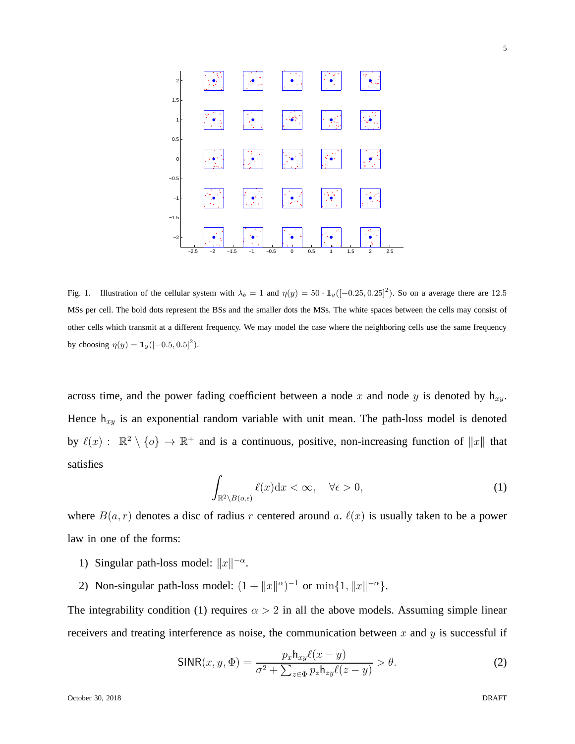Fig. 1. Illustration of the cellular system with $\lambda_b = 1$ and $\eta(y) = 50 \cdot \mathbf{1}_y([-0.25, 0.25]^2)$. So on a average there are 12.5 MSs per cell. The bold dots represent the BSs and the smaller dots the MSs. The white spaces between the cells may consist of other cells which transmit at a different frequency. We may model the case where the neighboring cells use the same frequency by choosing $\eta(y) = \mathbf{1}_y([-0.5, 0.5]^2)$.

across time, and the power fading coefficient between a node $x$ and node $y$ is denoted by $\mathsf{h}_{xy}$. Hence $\mathsf{h}_{xy}$ is an exponential random variable with unit mean. The path-loss model is denoted by $\ell(x): \mathbb{R}^2 \setminus \{o\} \to \mathbb{R}^+$ and is a continuous, positive, non-increasing function of $\|x\|$ that satisfies

$$\int_{\mathbb{R}^2 \setminus B(o,\epsilon)} \ell(x) \mathrm{d}x < \infty, \quad \forall \epsilon > 0, \tag{1}$$

where $B(a, r)$ denotes a disc of radius $r$ centered around $a$. $\ell(x)$ is usually taken to be a power law in one of the forms:

1) Singular path-loss model: $\|x\|^{-\alpha}$.
2) Non-singular path-loss model: $(1 + \|x\|^{\alpha})^{-1}$ or $\min\{1, \|x\|^{-\alpha}\}$.

The integrability condition (1) requires $\alpha > 2$ in all the above models. Assuming simple linear receivers and treating interference as noise, the communication between $x$ and $y$ is successful if

$$\mathsf{SINR}(x, y, \Phi) = \frac{p_x \mathsf{h}_{xy} \ell(x - y)}{\sigma^2 + \sum_{z \in \Phi} p_z \mathsf{h}_{zy} \ell(z - y)} > \theta. \tag{2}$$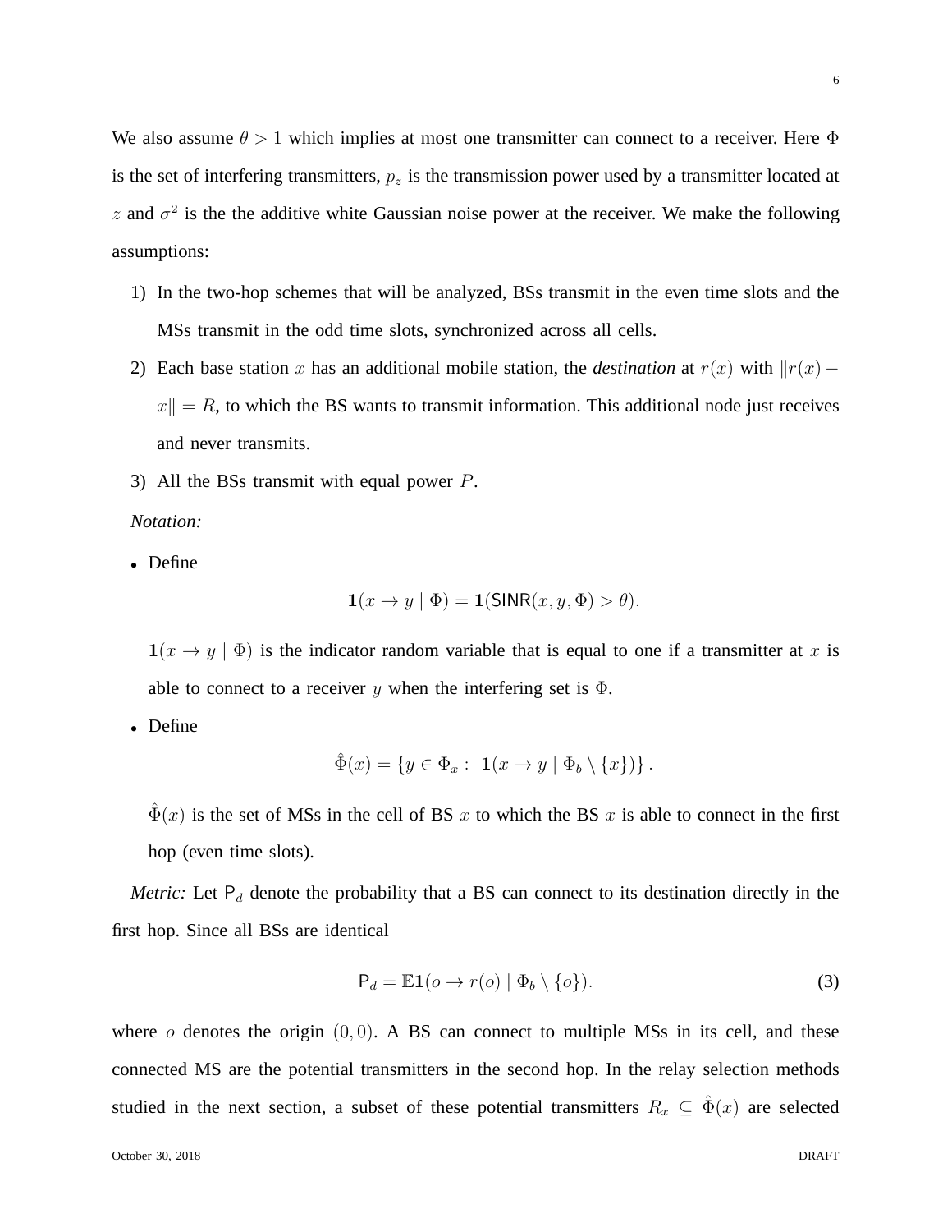We also assume $\theta > 1$ which implies at most one transmitter can connect to a receiver. Here $\Phi$ is the set of interfering transmitters, $p_z$ is the transmission power used by a transmitter located at $z$ and $\sigma^2$ is the the additive white Gaussian noise power at the receiver. We make the following assumptions:

1) In the two-hop schemes that will be analyzed, BSs transmit in the even time slots and the MSs transmit in the odd time slots, synchronized across all cells.
2) Each base station $x$ has an additional mobile station, the *destination* at $r(x)$ with $\|r(x) - x\| = R$, to which the BS wants to transmit information. This additional node just receives and never transmits.
3) All the BSs transmit with equal power $P$.

*Notation:*

- Define

$$\mathbf{1}(x \to y \mid \Phi) = \mathbf{1}(\mathsf{SINR}(x, y, \Phi) > \theta).$$

$\mathbf{1}(x \to y \mid \Phi)$ is the indicator random variable that is equal to one if a transmitter at $x$ is able to connect to a receiver $y$ when the interfering set is $\Phi$.

- Define

$$\hat{\Phi}(x) = \{y \in \Phi_x : \ \mathbf{1}(x \to y \mid \Phi_b \setminus \{x\})\}.$$

$\hat{\Phi}(x)$ is the set of MSs in the cell of BS $x$ to which the BS $x$ is able to connect in the first hop (even time slots).

*Metric:* Let $\mathsf{P}_d$ denote the probability that a BS can connect to its destination directly in the first hop. Since all BSs are identical

$$\mathsf{P}_d = \mathbb{E}\mathbf{1}(o \to r(o) \mid \Phi_b \setminus \{o\}). \tag{3}$$

where $o$ denotes the origin $(0, 0)$. A BS can connect to multiple MSs in its cell, and these connected MS are the potential transmitters in the second hop. In the relay selection methods studied in the next section, a subset of these potential transmitters $R_x \subseteq \hat{\Phi}(x)$ are selected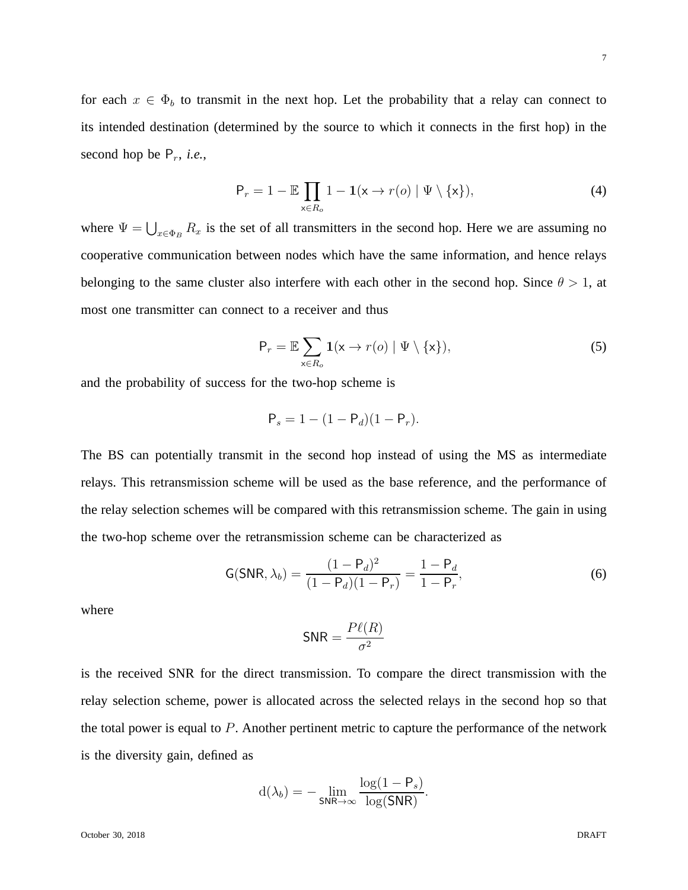for each $x \in \Phi_b$ to transmit in the next hop. Let the probability that a relay can connect to its intended destination (determined by the source to which it connects in the first hop) in the second hop be $\mathsf{P}_r$, *i.e.*,

$$\mathsf{P}_r = 1 - \mathbb{E} \prod_{\mathsf{x} \in R_o} 1 - \mathbf{1}(\mathsf{x} \to r(o) \mid \Psi \setminus \{\mathsf{x}\}), \tag{4}$$

where $\Psi = \bigcup_{x \in \Phi_B} R_x$ is the set of all transmitters in the second hop. Here we are assuming no cooperative communication between nodes which have the same information, and hence relays belonging to the same cluster also interfere with each other in the second hop. Since $\theta > 1$, at most one transmitter can connect to a receiver and thus

$$\mathsf{P}_r = \mathbb{E} \sum_{\mathsf{x} \in R_o} \mathbf{1}(\mathsf{x} \to r(o) \mid \Psi \setminus \{\mathsf{x}\}), \tag{5}$$

and the probability of success for the two-hop scheme is

$$\mathsf{P}_s = 1 - (1 - \mathsf{P}_d)(1 - \mathsf{P}_r).$$

The BS can potentially transmit in the second hop instead of using the MS as intermediate relays. This retransmission scheme will be used as the base reference, and the performance of the relay selection schemes will be compared with this retransmission scheme. The gain in using the two-hop scheme over the retransmission scheme can be characterized as

$$\mathsf{G}(\mathsf{SNR}, \lambda_b) = \frac{(1 - \mathsf{P}_d)^2}{(1 - \mathsf{P}_d)(1 - \mathsf{P}_r)} = \frac{1 - \mathsf{P}_d}{1 - \mathsf{P}_r}, \tag{6}$$

where

$$\mathsf{SNR} = \frac{P\ell(R)}{\sigma^2}$$

is the received SNR for the direct transmission. To compare the direct transmission with the relay selection scheme, power is allocated across the selected relays in the second hop so that the total power is equal to $P$. Another pertinent metric to capture the performance of the network is the diversity gain, defined as

$$\mathrm{d}(\lambda_b) = -\lim_{\mathsf{SNR} \to \infty} \frac{\log(1 - \mathsf{P}_s)}{\log(\mathsf{SNR})}.$$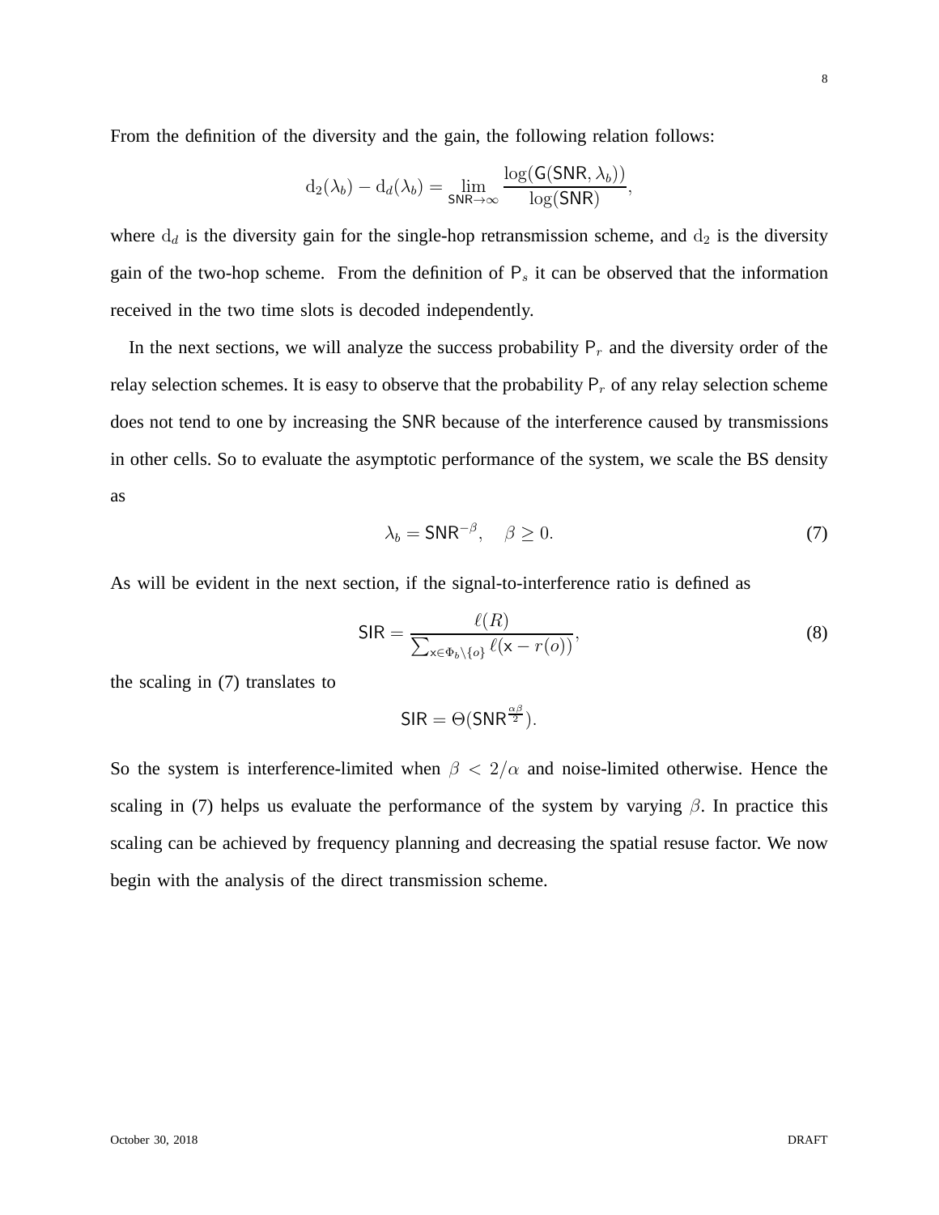From the definition of the diversity and the gain, the following relation follows:

$$\mathrm{d}_2(\lambda_b) - \mathrm{d}_d(\lambda_b) = \lim_{\mathsf{SNR}\to\infty} \frac{\log(\mathsf{G}(\mathsf{SNR}, \lambda_b))}{\log(\mathsf{SNR})},$$

where $\mathrm{d}_d$ is the diversity gain for the single-hop retransmission scheme, and $\mathrm{d}_2$ is the diversity gain of the two-hop scheme. From the definition of $\mathsf{P}_s$ it can be observed that the information received in the two time slots is decoded independently.

In the next sections, we will analyze the success probability $\mathsf{P}_r$ and the diversity order of the relay selection schemes. It is easy to observe that the probability $\mathsf{P}_r$ of any relay selection scheme does not tend to one by increasing the $\mathsf{SNR}$ because of the interference caused by transmissions in other cells. So to evaluate the asymptotic performance of the system, we scale the BS density as

$$\lambda_b = \mathsf{SNR}^{-\beta}, \quad \beta \geq 0. \tag{7}$$

As will be evident in the next section, if the signal-to-interference ratio is defined as

$$\mathsf{SIR} = \frac{\ell(R)}{\sum_{\mathsf{x}\in\Phi_b\setminus\{o\}} \ell(\mathsf{x} - r(o))}, \tag{8}$$

the scaling in (7) translates to

$$\mathsf{SIR} = \Theta(\mathsf{SNR}^{\frac{\alpha\beta}{2}}).$$

So the system is interference-limited when $\beta < 2/\alpha$ and noise-limited otherwise. Hence the scaling in (7) helps us evaluate the performance of the system by varying $\beta$. In practice this scaling can be achieved by frequency planning and decreasing the spatial resuse factor. We now begin with the analysis of the direct transmission scheme.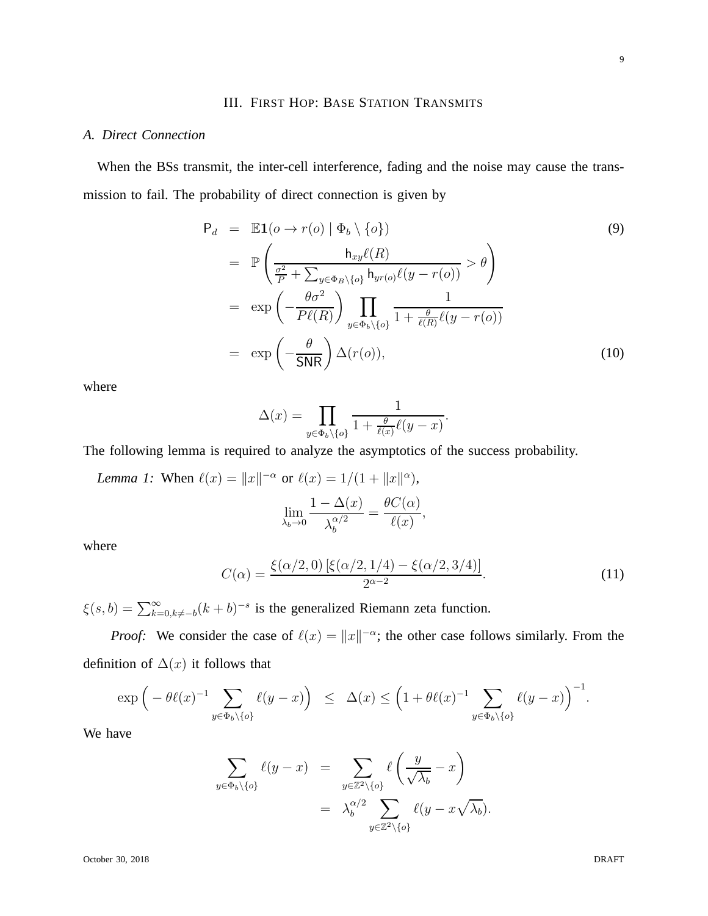## III. First Hop: Base Station Transmits

### A. Direct Connection

When the BSs transmit, the inter-cell interference, fading and the noise may cause the transmission to fail. The probability of direct connection is given by

$$
\begin{aligned}
\mathsf{P}_d &= \mathbb{E}\mathbf{1}(o \to r(o) \mid \Phi_b \setminus \{o\}) \qquad (9)\\
&= \mathbb{P}\left(\frac{\mathsf{h}_{xy}\ell(R)}{\frac{\sigma^2}{P} + \sum_{y\in\Phi_B\setminus\{o\}} \mathsf{h}_{yr(o)}\ell(y - r(o))} > \theta\right)\\
&= \exp\left(-\frac{\theta\sigma^2}{P\ell(R)}\right) \prod_{y\in\Phi_b\setminus\{o\}} \frac{1}{1+\frac{\theta}{\ell(R)}\ell(y-r(o))}\\
&= \exp\left(-\frac{\theta}{\mathsf{SNR}}\right)\Delta(r(o)), \qquad (10)
\end{aligned}
$$

where

$$
\Delta(x) = \prod_{y\in\Phi_b\setminus\{o\}} \frac{1}{1+\frac{\theta}{\ell(x)}\ell(y-x)}.
$$

The following lemma is required to analyze the asymptotics of the success probability.

*Lemma 1:* When $\ell(x) = \|x\|^{-\alpha}$ or $\ell(x) = 1/(1+\|x\|^{\alpha})$,

$$
\lim_{\lambda_b \to 0} \frac{1-\Delta(x)}{\lambda_b^{\alpha/2}} = \frac{\theta C(\alpha)}{\ell(x)},
$$

where

$$
C(\alpha) = \frac{\xi(\alpha/2, 0)\left[\xi(\alpha/2, 1/4) - \xi(\alpha/2, 3/4)\right]}{2^{\alpha-2}}. \qquad (11)
$$

$\xi(s,b) = \sum_{k=0, k\neq -b}^{\infty} (k+b)^{-s}$ is the generalized Riemann zeta function.

*Proof:* We consider the case of $\ell(x) = \|x\|^{-\alpha}$; the other case follows similarly. From the definition of $\Delta(x)$ it follows that

$$
\exp\Big(-\theta\ell(x)^{-1}\sum_{y\in\Phi_b\setminus\{o\}}\ell(y-x)\Big) \leq \Delta(x) \leq \Big(1+\theta\ell(x)^{-1}\sum_{y\in\Phi_b\setminus\{o\}}\ell(y-x)\Big)^{-1}.
$$

We have

$$
\begin{aligned}
\sum_{y\in\Phi_b\setminus\{o\}} \ell(y-x) &= \sum_{y\in\mathbb{Z}^2\setminus\{o\}} \ell\left(\frac{y}{\sqrt{\lambda_b}} - x\right)\\
&= \lambda_b^{\alpha/2} \sum_{y\in\mathbb{Z}^2\setminus\{o\}} \ell(y - x\sqrt{\lambda_b}).
\end{aligned}
$$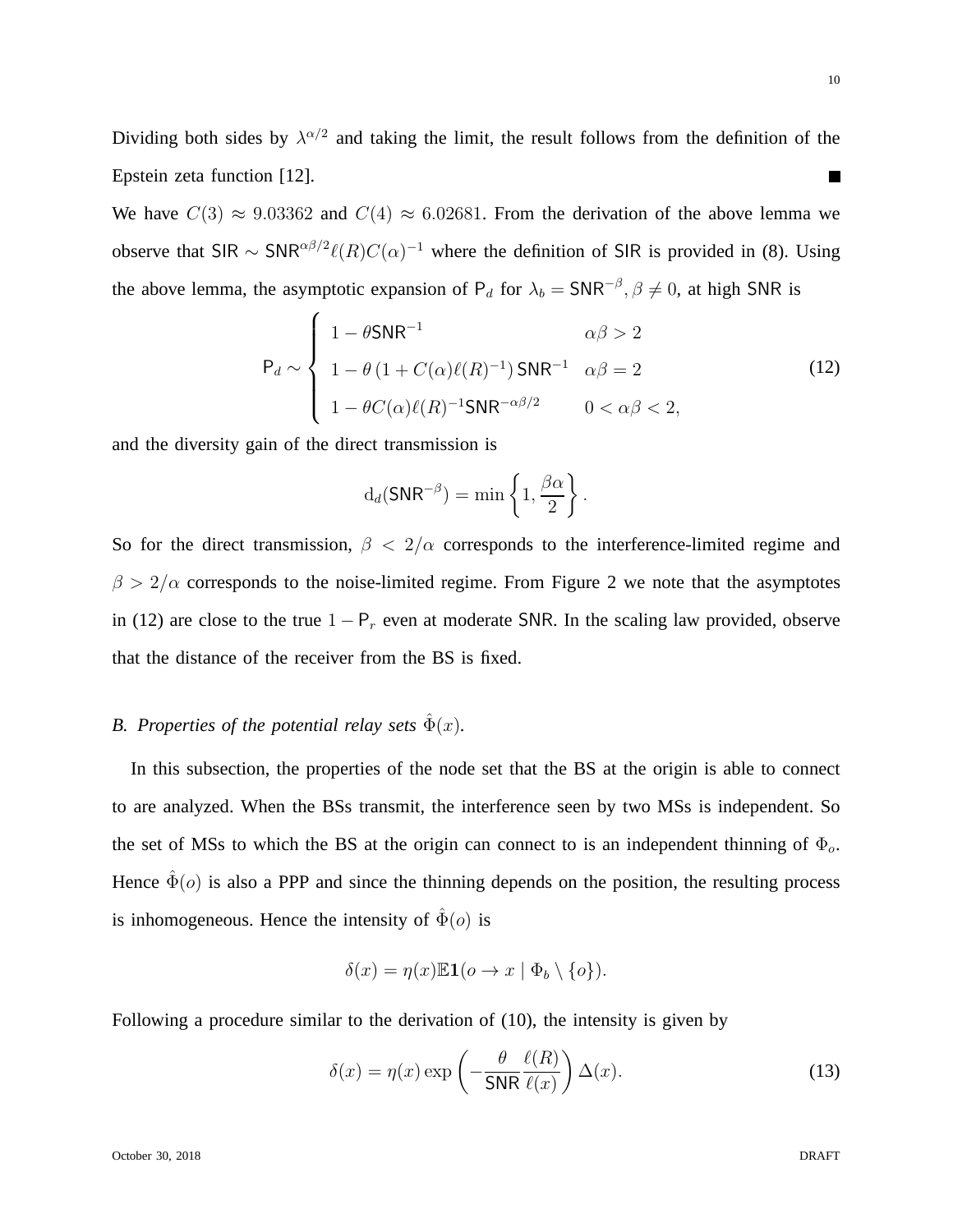Dividing both sides by $\lambda^{\alpha/2}$ and taking the limit, the result follows from the definition of the Epstein zeta function [12]. ■

We have $C(3) \approx 9.03362$ and $C(4) \approx 6.02681$. From the derivation of the above lemma we observe that $\mathsf{SIR} \sim \mathsf{SNR}^{\alpha\beta/2}\ell(R)C(\alpha)^{-1}$ where the definition of $\mathsf{SIR}$ is provided in (8). Using the above lemma, the asymptotic expansion of $\mathsf{P}_d$ for $\lambda_b = \mathsf{SNR}^{-\beta}, \beta \neq 0$, at high $\mathsf{SNR}$ is

$$\mathsf{P}_d \sim \begin{cases} 1 - \theta \mathsf{SNR}^{-1} & \alpha\beta > 2 \\ 1 - \theta\left(1 + C(\alpha)\ell(R)^{-1}\right)\mathsf{SNR}^{-1} & \alpha\beta = 2 \\ 1 - \theta C(\alpha)\ell(R)^{-1}\mathsf{SNR}^{-\alpha\beta/2} & 0 < \alpha\beta < 2, \end{cases} \tag{12}$$

and the diversity gain of the direct transmission is

$$\mathrm{d}_d(\mathsf{SNR}^{-\beta}) = \min\left\{1, \frac{\beta\alpha}{2}\right\}.$$

So for the direct transmission, $\beta < 2/\alpha$ corresponds to the interference-limited regime and $\beta > 2/\alpha$ corresponds to the noise-limited regime. From Figure 2 we note that the asymptotes in (12) are close to the true $1 - \mathsf{P}_r$ even at moderate $\mathsf{SNR}$. In the scaling law provided, observe that the distance of the receiver from the BS is fixed.

### *B. Properties of the potential relay sets* $\hat{\Phi}(x)$.

In this subsection, the properties of the node set that the BS at the origin is able to connect to are analyzed. When the BSs transmit, the interference seen by two MSs is independent. So the set of MSs to which the BS at the origin can connect to is an independent thinning of $\Phi_o$. Hence $\hat{\Phi}(o)$ is also a PPP and since the thinning depends on the position, the resulting process is inhomogeneous. Hence the intensity of $\hat{\Phi}(o)$ is

$$\delta(x) = \eta(x)\mathbb{E}\mathbf{1}(o \to x \mid \Phi_b \setminus \{o\}).$$

Following a procedure similar to the derivation of (10), the intensity is given by

$$\delta(x) = \eta(x)\exp\left(-\frac{\theta}{\mathsf{SNR}}\frac{\ell(R)}{\ell(x)}\right)\Delta(x). \tag{13}$$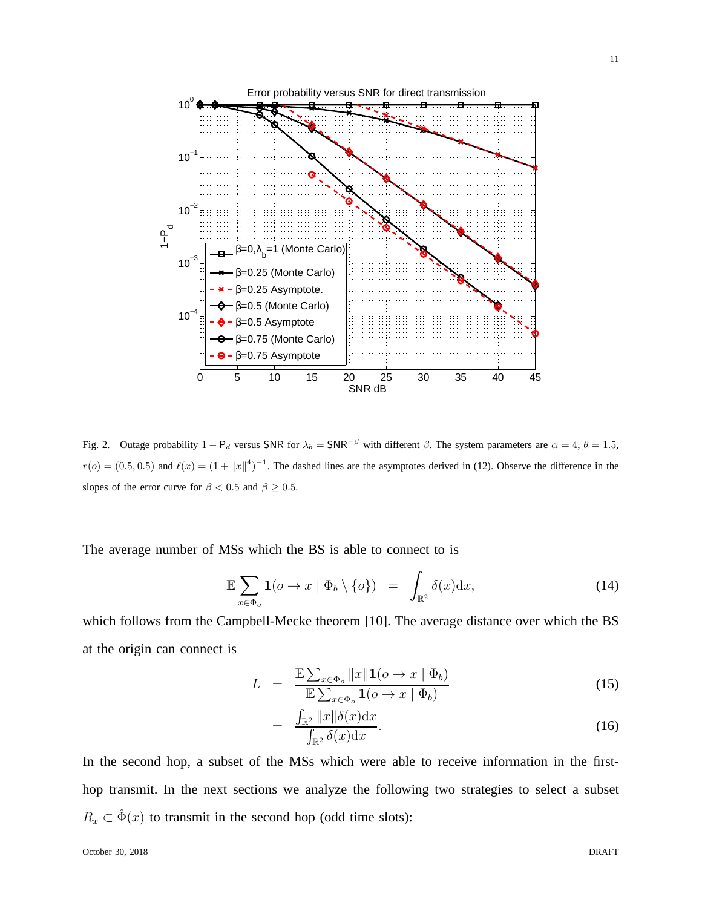Fig. 2. Outage probability $1 - \mathsf{P}_d$ versus SNR for $\lambda_b = \mathsf{SNR}^{-\beta}$ with different $\beta$. The system parameters are $\alpha = 4$, $\theta = 1.5$, $r(o) = (0.5, 0.5)$ and $\ell(x) = (1 + \|x\|^4)^{-1}$. The dashed lines are the asymptotes derived in (12). Observe the difference in the slopes of the error curve for $\beta < 0.5$ and $\beta \geq 0.5$.

The average number of MSs which the BS is able to connect to is

$$\mathbb{E} \sum_{x \in \Phi_o} \mathbf{1}(o \to x \mid \Phi_b \setminus \{o\}) \quad = \quad \int_{\mathbb{R}^2} \delta(x) \mathrm{d}x, \tag{14}$$

which follows from the Campbell-Mecke theorem [10]. The average distance over which the BS at the origin can connect is

$$L \quad = \quad \frac{\mathbb{E} \sum_{x \in \Phi_o} \|x\| \mathbf{1}(o \to x \mid \Phi_b)}{\mathbb{E} \sum_{x \in \Phi_o} \mathbf{1}(o \to x \mid \Phi_b)} \tag{15}$$

$$= \quad \frac{\int_{\mathbb{R}^2} \|x\| \delta(x) \mathrm{d}x}{\int_{\mathbb{R}^2} \delta(x) \mathrm{d}x}. \tag{16}$$

In the second hop, a subset of the MSs which were able to receive information in the first-hop transmit. In the next sections we analyze the following two strategies to select a subset $R_x \subset \hat{\Phi}(x)$ to transmit in the second hop (odd time slots):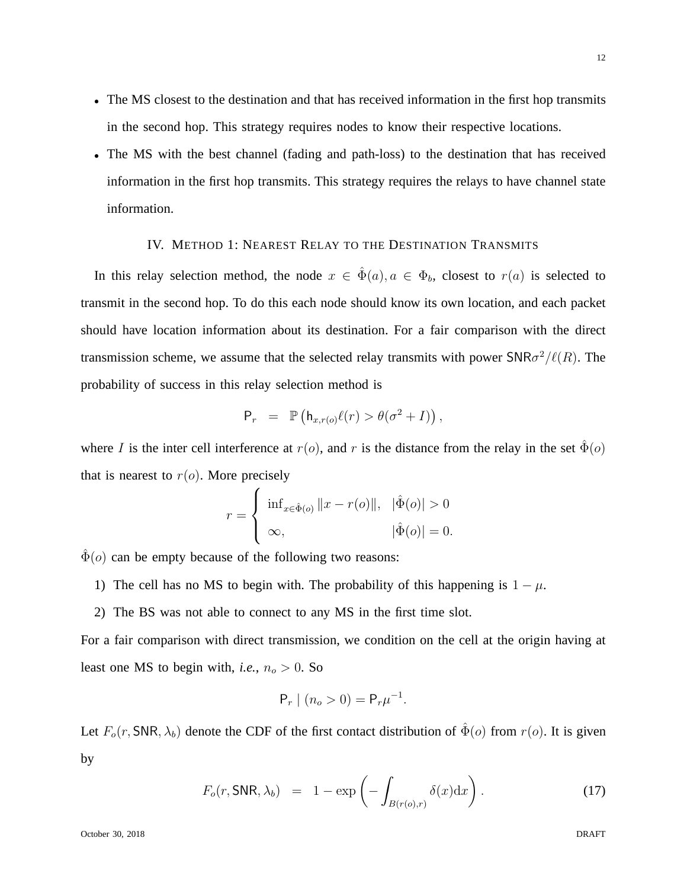- The MS closest to the destination and that has received information in the first hop transmits in the second hop. This strategy requires nodes to know their respective locations.
- The MS with the best channel (fading and path-loss) to the destination that has received information in the first hop transmits. This strategy requires the relays to have channel state information.

## IV. Method 1: Nearest Relay to the Destination Transmits

In this relay selection method, the node $x \in \hat{\Phi}(a), a \in \Phi_b$, closest to $r(a)$ is selected to transmit in the second hop. To do this each node should know its own location, and each packet should have location information about its destination. For a fair comparison with the direct transmission scheme, we assume that the selected relay transmits with power $\mathsf{SNR}\sigma^2/\ell(R)$. The probability of success in this relay selection method is

$$\mathsf{P}_r \;\; = \;\; \mathbb{P}\left(\mathsf{h}_{x,r(o)}\ell(r) > \theta(\sigma^2 + I)\right),$$

where $I$ is the inter cell interference at $r(o)$, and $r$ is the distance from the relay in the set $\hat{\Phi}(o)$ that is nearest to $r(o)$. More precisely

$$r = \begin{cases} \inf_{x \in \hat{\Phi}(o)} \|x - r(o)\|, & |\hat{\Phi}(o)| > 0 \\ \infty, & |\hat{\Phi}(o)| = 0. \end{cases}$$

$\hat{\Phi}(o)$ can be empty because of the following two reasons:

1) The cell has no MS to begin with. The probability of this happening is $1 - \mu$.
2) The BS was not able to connect to any MS in the first time slot.

For a fair comparison with direct transmission, we condition on the cell at the origin having at least one MS to begin with, *i.e.*, $n_o > 0$. So

$$\mathsf{P}_r \mid (n_o > 0) = \mathsf{P}_r \mu^{-1}.$$

Let $F_o(r, \mathsf{SNR}, \lambda_b)$ denote the CDF of the first contact distribution of $\hat{\Phi}(o)$ from $r(o)$. It is given by

$$F_o(r, \mathsf{SNR}, \lambda_b) \;\; = \;\; 1 - \exp\left(-\int_{B(r(o),r)} \delta(x)\mathrm{d}x\right). \tag{17}$$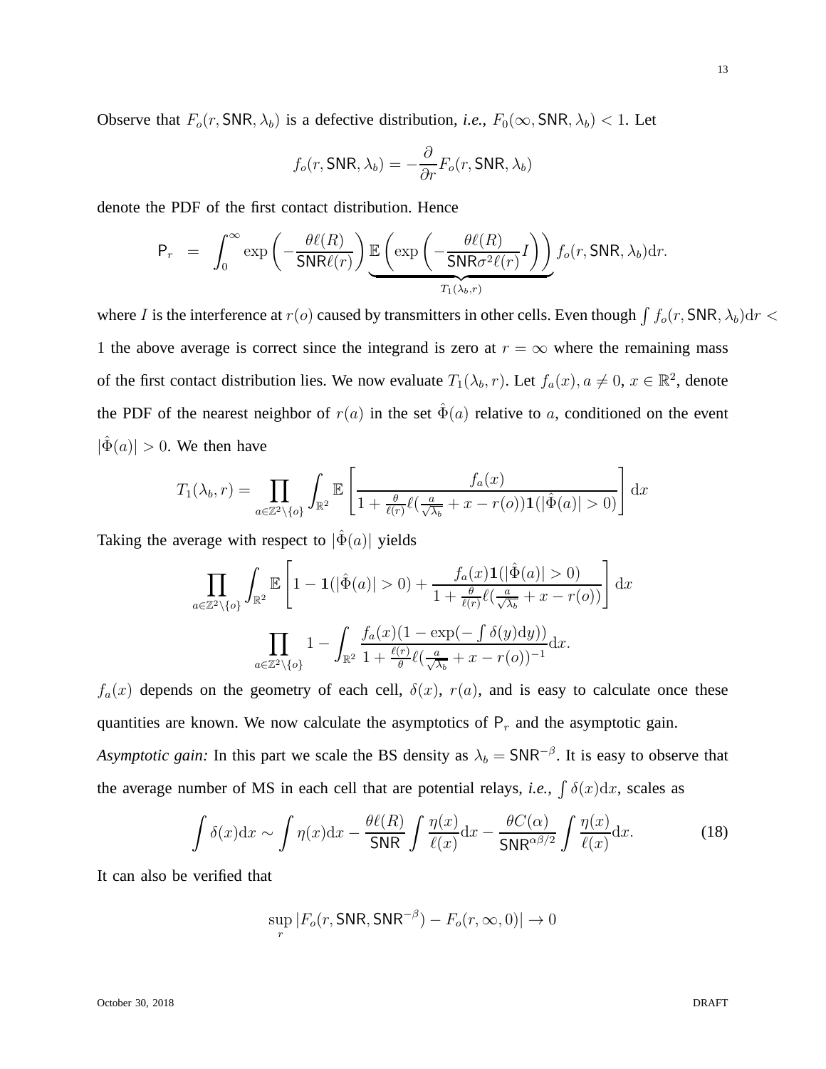Observe that $F_o(r, \mathsf{SNR}, \lambda_b)$ is a defective distribution, *i.e.*, $F_0(\infty, \mathsf{SNR}, \lambda_b) < 1$. Let

$$f_o(r, \mathsf{SNR}, \lambda_b) = -\frac{\partial}{\partial r} F_o(r, \mathsf{SNR}, \lambda_b)$$

denote the PDF of the first contact distribution. Hence

$$\mathsf{P}_r \;\; = \;\; \int_0^\infty \exp\left(-\frac{\theta \ell(R)}{\mathsf{SNR}\ell(r)}\right) \underbrace{\mathbb{E}\left(\exp\left(-\frac{\theta \ell(R)}{\mathsf{SNR}\sigma^2 \ell(r)} I\right)\right)}_{T_1(\lambda_b, r)} f_o(r, \mathsf{SNR}, \lambda_b) \mathrm{d}r.$$

where $I$ is the interference at $r(o)$ caused by transmitters in other cells. Even though $\int f_o(r, \mathsf{SNR}, \lambda_b)\mathrm{d}r < 1$ the above average is correct since the integrand is zero at $r = \infty$ where the remaining mass of the first contact distribution lies. We now evaluate $T_1(\lambda_b, r)$. Let $f_a(x), a \neq 0$, $x \in \mathbb{R}^2$, denote the PDF of the nearest neighbor of $r(a)$ in the set $\hat{\Phi}(a)$ relative to $a$, conditioned on the event $|\hat{\Phi}(a)| > 0$. We then have

$$T_1(\lambda_b, r) = \prod_{a \in \mathbb{Z}^2 \setminus \{o\}} \int_{\mathbb{R}^2} \mathbb{E}\left[\frac{f_a(x)}{1 + \frac{\theta}{\ell(r)}\ell(\frac{a}{\sqrt{\lambda_b}} + x - r(o))\mathbf{1}(|\hat{\Phi}(a)| > 0)}\right] \mathrm{d}x$$

Taking the average with respect to $|\hat{\Phi}(a)|$ yields

$$\prod_{a \in \mathbb{Z}^2 \setminus \{o\}} \int_{\mathbb{R}^2} \mathbb{E}\left[1 - \mathbf{1}(|\hat{\Phi}(a)| > 0) + \frac{f_a(x)\mathbf{1}(|\hat{\Phi}(a)| > 0)}{1 + \frac{\theta}{\ell(r)}\ell(\frac{a}{\sqrt{\lambda_b}} + x - r(o))}\right] \mathrm{d}x$$

$$\prod_{a \in \mathbb{Z}^2 \setminus \{o\}} 1 - \int_{\mathbb{R}^2} \frac{f_a(x)(1 - \exp(-\int \delta(y)\mathrm{d}y))}{1 + \frac{\ell(r)}{\theta}\ell(\frac{a}{\sqrt{\lambda_b}} + x - r(o))^{-1}} \mathrm{d}x.$$

$f_a(x)$ depends on the geometry of each cell, $\delta(x)$, $r(a)$, and is easy to calculate once these quantities are known. We now calculate the asymptotics of $\mathsf{P}_r$ and the asymptotic gain.

*Asymptotic gain:* In this part we scale the BS density as $\lambda_b = \mathsf{SNR}^{-\beta}$. It is easy to observe that the average number of MS in each cell that are potential relays, *i.e.*, $\int \delta(x)\mathrm{d}x$, scales as

$$\int \delta(x)\mathrm{d}x \sim \int \eta(x)\mathrm{d}x - \frac{\theta \ell(R)}{\mathsf{SNR}} \int \frac{\eta(x)}{\ell(x)}\mathrm{d}x - \frac{\theta C(\alpha)}{\mathsf{SNR}^{\alpha\beta/2}} \int \frac{\eta(x)}{\ell(x)}\mathrm{d}x. \tag{18}$$

It can also be verified that

$$\sup_r |F_o(r, \mathsf{SNR}, \mathsf{SNR}^{-\beta}) - F_o(r, \infty, 0)| \to 0$$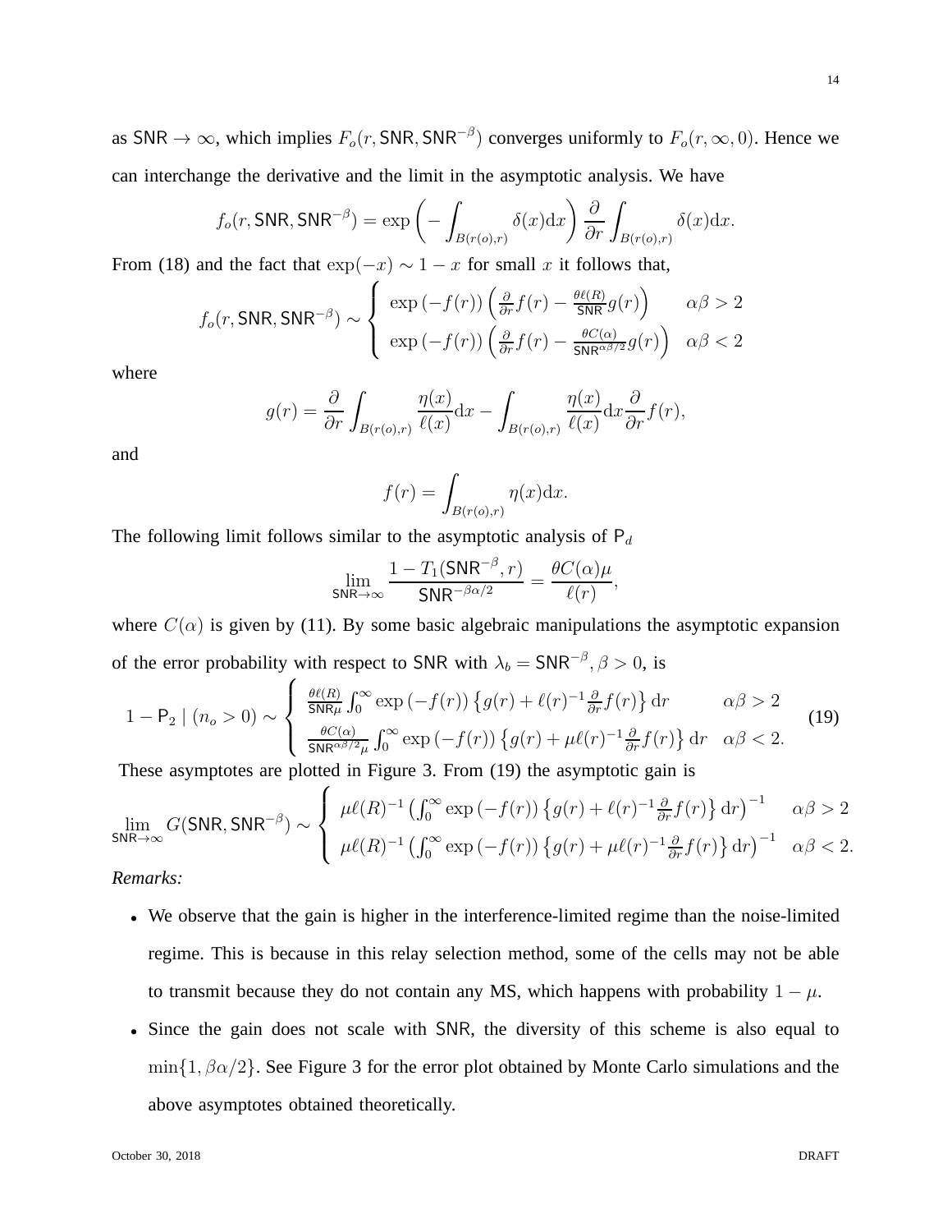as $\mathsf{SNR} \to \infty$, which implies $F_o(r, \mathsf{SNR}, \mathsf{SNR}^{-\beta})$ converges uniformly to $F_o(r, \infty, 0)$. Hence we can interchange the derivative and the limit in the asymptotic analysis. We have

$$f_o(r, \mathsf{SNR}, \mathsf{SNR}^{-\beta}) = \exp\left(-\int_{B(r(o),r)} \delta(x)\mathrm{d}x\right) \frac{\partial}{\partial r} \int_{B(r(o),r)} \delta(x)\mathrm{d}x.$$

From (18) and the fact that $\exp(-x) \sim 1 - x$ for small $x$ it follows that,

$$f_o(r, \mathsf{SNR}, \mathsf{SNR}^{-\beta}) \sim \begin{cases} \exp\left(-f(r)\right)\left(\frac{\partial}{\partial r} f(r) - \frac{\theta \ell(R)}{\mathsf{SNR}} g(r)\right) & \alpha\beta > 2 \\ \exp\left(-f(r)\right)\left(\frac{\partial}{\partial r} f(r) - \frac{\theta C(\alpha)}{\mathsf{SNR}^{\alpha\beta/2}} g(r)\right) & \alpha\beta < 2 \end{cases}$$

where

$$g(r) = \frac{\partial}{\partial r} \int_{B(r(o),r)} \frac{\eta(x)}{\ell(x)}\mathrm{d}x - \int_{B(r(o),r)} \frac{\eta(x)}{\ell(x)}\mathrm{d}x \frac{\partial}{\partial r} f(r),$$

and

$$f(r) = \int_{B(r(o),r)} \eta(x)\mathrm{d}x.$$

The following limit follows similar to the asymptotic analysis of $\mathsf{P}_d$

$$\lim_{\mathsf{SNR}\to\infty} \frac{1 - T_1(\mathsf{SNR}^{-\beta}, r)}{\mathsf{SNR}^{-\beta\alpha/2}} = \frac{\theta C(\alpha)\mu}{\ell(r)},$$

where $C(\alpha)$ is given by (11). By some basic algebraic manipulations the asymptotic expansion of the error probability with respect to $\mathsf{SNR}$ with $\lambda_b = \mathsf{SNR}^{-\beta}, \beta > 0$, is

$$1 - \mathsf{P}_2 \mid (n_o > 0) \sim \begin{cases} \frac{\theta \ell(R)}{\mathsf{SNR}\mu} \int_0^\infty \exp\left(-f(r)\right)\left\{g(r) + \ell(r)^{-1} \frac{\partial}{\partial r} f(r)\right\} \mathrm{d}r & \alpha\beta > 2 \\ \frac{\theta C(\alpha)}{\mathsf{SNR}^{\alpha\beta/2}\mu} \int_0^\infty \exp\left(-f(r)\right)\left\{g(r) + \mu \ell(r)^{-1} \frac{\partial}{\partial r} f(r)\right\} \mathrm{d}r & \alpha\beta < 2. \end{cases} \tag{19}$$

These asymptotes are plotted in Figure 3. From (19) the asymptotic gain is

$$\lim_{\mathsf{SNR}\to\infty} G(\mathsf{SNR}, \mathsf{SNR}^{-\beta}) \sim \begin{cases} \mu \ell(R)^{-1} \left(\int_0^\infty \exp\left(-f(r)\right)\left\{g(r) + \ell(r)^{-1} \frac{\partial}{\partial r} f(r)\right\} \mathrm{d}r\right)^{-1} & \alpha\beta > 2 \\ \mu \ell(R)^{-1} \left(\int_0^\infty \exp\left(-f(r)\right)\left\{g(r) + \mu \ell(r)^{-1} \frac{\partial}{\partial r} f(r)\right\} \mathrm{d}r\right)^{-1} & \alpha\beta < 2. \end{cases}$$

*Remarks:*

- We observe that the gain is higher in the interference-limited regime than the noise-limited regime. This is because in this relay selection method, some of the cells may not be able to transmit because they do not contain any MS, which happens with probability $1 - \mu$.
- Since the gain does not scale with $\mathsf{SNR}$, the diversity of this scheme is also equal to $\min\{1, \beta\alpha/2\}$. See Figure 3 for the error plot obtained by Monte Carlo simulations and the above asymptotes obtained theoretically.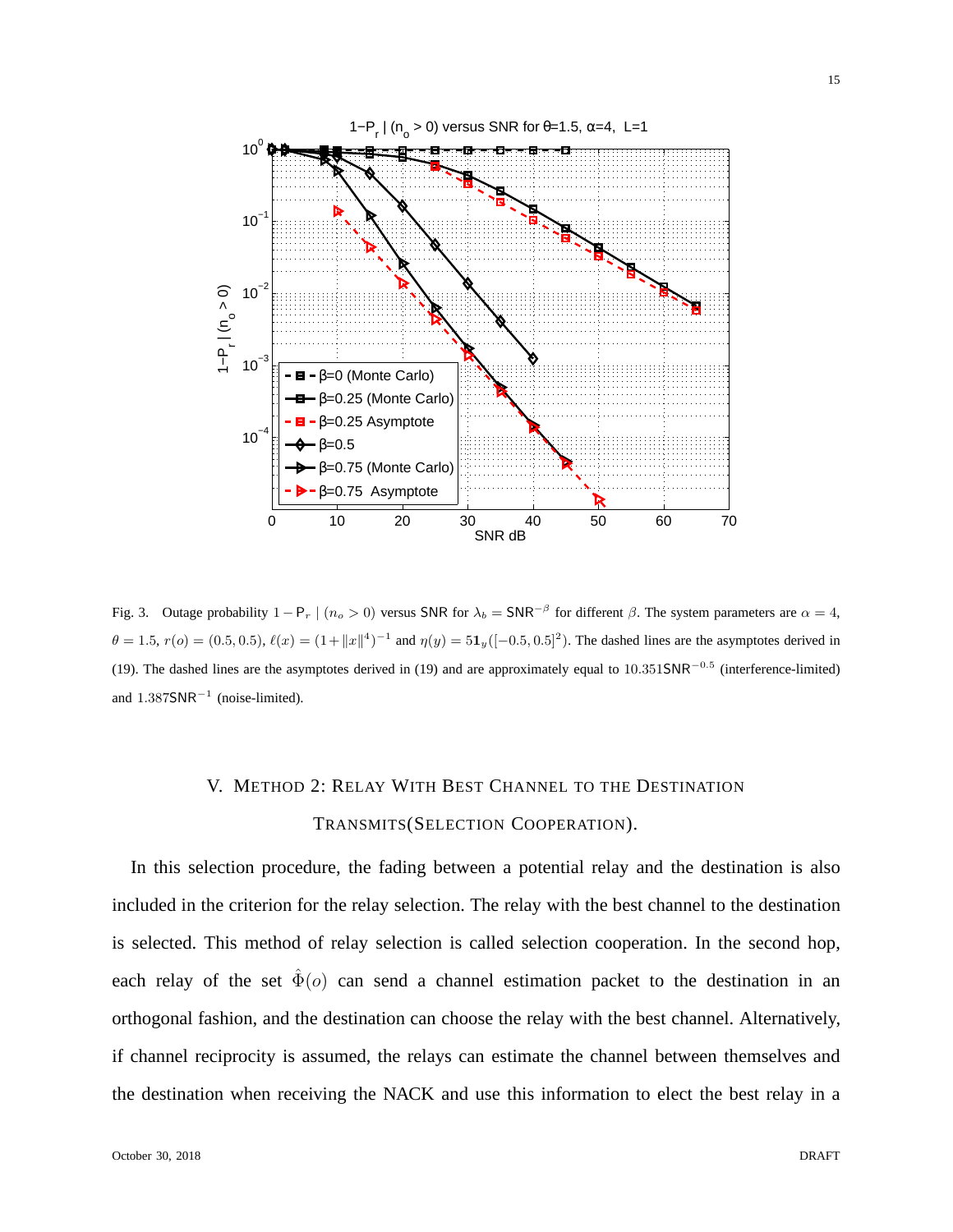Fig. 3. Outage probability $1 - \mathsf{P}_r \mid (n_o > 0)$ versus SNR for $\lambda_b = \mathsf{SNR}^{-\beta}$ for different $\beta$. The system parameters are $\alpha = 4$, $\theta = 1.5$, $r(o) = (0.5, 0.5)$, $\ell(x) = (1 + \|x\|^4)^{-1}$ and $\eta(y) = 5\mathbf{1}_y([-0.5, 0.5]^2)$. The dashed lines are the asymptotes derived in (19). The dashed lines are the asymptotes derived in (19) and are approximately equal to $10.351\mathsf{SNR}^{-0.5}$ (interference-limited) and $1.387\mathsf{SNR}^{-1}$ (noise-limited).

## V. Method 2: Relay With Best Channel to the Destination Transmits (Selection Cooperation).

In this selection procedure, the fading between a potential relay and the destination is also included in the criterion for the relay selection. The relay with the best channel to the destination is selected. This method of relay selection is called selection cooperation. In the second hop, each relay of the set $\hat{\Phi}(o)$ can send a channel estimation packet to the destination in an orthogonal fashion, and the destination can choose the relay with the best channel. Alternatively, if channel reciprocity is assumed, the relays can estimate the channel between themselves and the destination when receiving the NACK and use this information to elect the best relay in a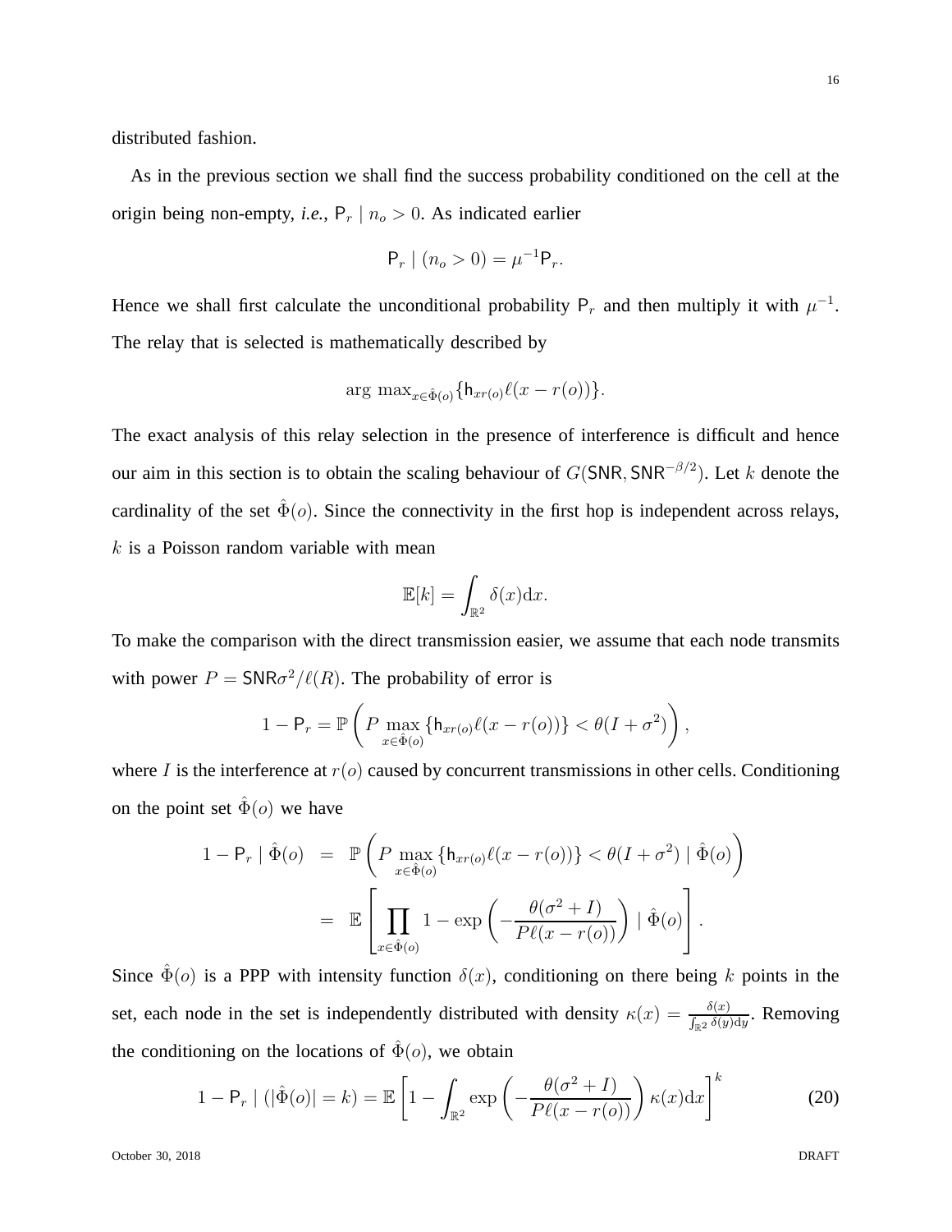distributed fashion.

As in the previous section we shall find the success probability conditioned on the cell at the origin being non-empty, *i.e.*, $\mathsf{P}_r \mid n_o > 0$. As indicated earlier

$$\mathsf{P}_r \mid (n_o > 0) = \mu^{-1}\mathsf{P}_r.$$

Hence we shall first calculate the unconditional probability $\mathsf{P}_r$ and then multiply it with $\mu^{-1}$. The relay that is selected is mathematically described by

$$\arg\max_{x \in \hat{\Phi}(o)} \{\mathsf{h}_{xr(o)} \ell(x - r(o))\}.$$

The exact analysis of this relay selection in the presence of interference is difficult and hence our aim in this section is to obtain the scaling behaviour of $G(\mathsf{SNR}, \mathsf{SNR}^{-\beta/2})$. Let $k$ denote the cardinality of the set $\hat{\Phi}(o)$. Since the connectivity in the first hop is independent across relays, $k$ is a Poisson random variable with mean

$$\mathbb{E}[k] = \int_{\mathbb{R}^2} \delta(x) \mathrm{d}x.$$

To make the comparison with the direct transmission easier, we assume that each node transmits with power $P = \mathsf{SNR}\sigma^2/\ell(R)$. The probability of error is

$$1 - \mathsf{P}_r = \mathbb{P}\left(P \max_{x \in \hat{\Phi}(o)} \{\mathsf{h}_{xr(o)} \ell(x - r(o))\} < \theta(I + \sigma^2)\right),$$

where $I$ is the interference at $r(o)$ caused by concurrent transmissions in other cells. Conditioning on the point set $\hat{\Phi}(o)$ we have

$$\begin{aligned} 1 - \mathsf{P}_r \mid \hat{\Phi}(o) &= \mathbb{P}\left(P \max_{x \in \hat{\Phi}(o)} \{\mathsf{h}_{xr(o)} \ell(x - r(o))\} < \theta(I + \sigma^2) \mid \hat{\Phi}(o)\right) \\ &= \mathbb{E}\left[\prod_{x \in \hat{\Phi}(o)} 1 - \exp\left(-\frac{\theta(\sigma^2 + I)}{P\ell(x - r(o))}\right) \mid \hat{\Phi}(o)\right]. \end{aligned}$$

Since $\hat{\Phi}(o)$ is a PPP with intensity function $\delta(x)$, conditioning on there being $k$ points in the set, each node in the set is independently distributed with density $\kappa(x) = \frac{\delta(x)}{\int_{\mathbb{R}^2} \delta(y) \mathrm{d}y}$. Removing the conditioning on the locations of $\hat{\Phi}(o)$, we obtain

$$1 - \mathsf{P}_r \mid (|\hat{\Phi}(o)| = k) = \mathbb{E}\left[1 - \int_{\mathbb{R}^2} \exp\left(-\frac{\theta(\sigma^2 + I)}{P\ell(x - r(o))}\right) \kappa(x) \mathrm{d}x\right]^k \tag{20}$$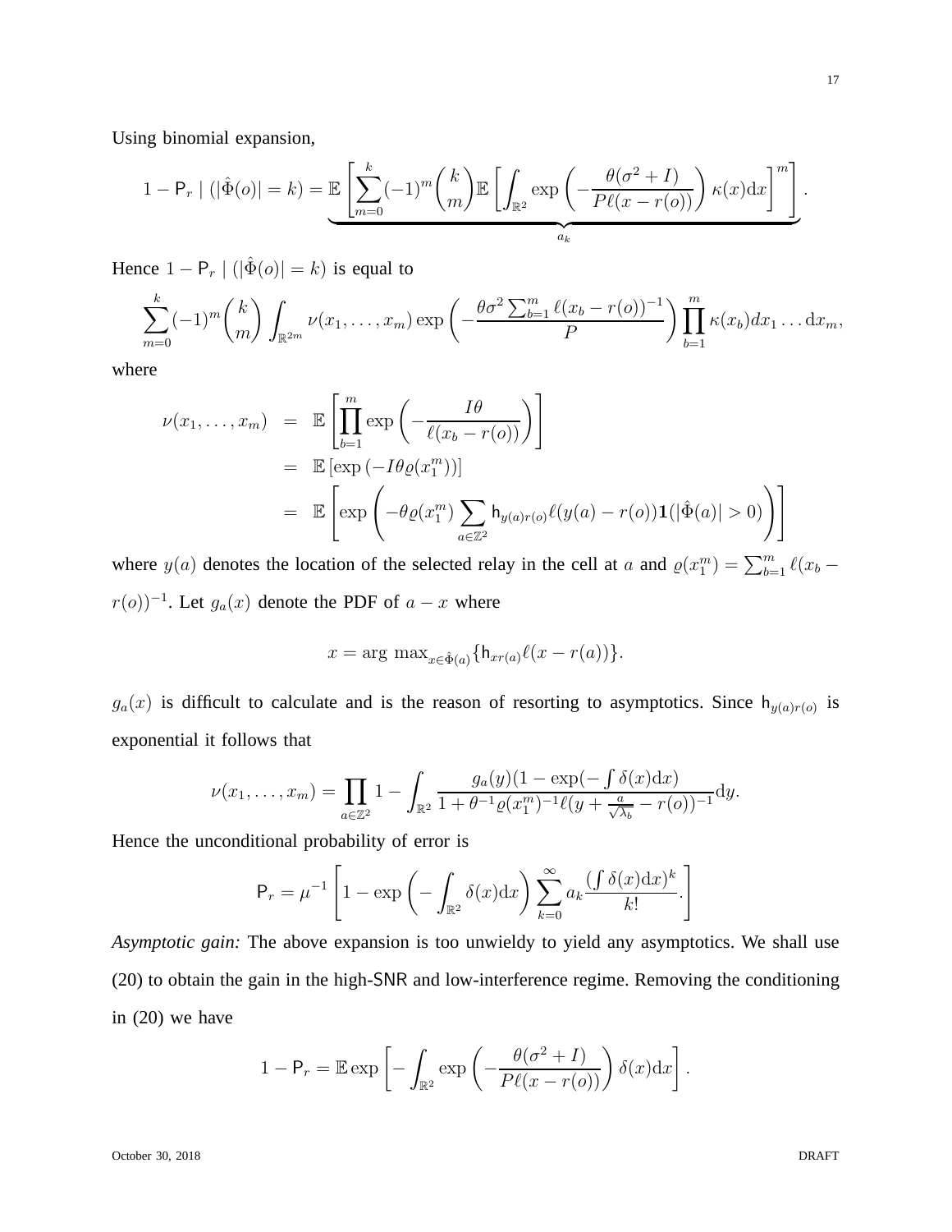Using binomial expansion,

$$1 - \mathsf{P}_r \mid (|\hat{\Phi}(o)| = k) = \underbrace{\mathbb{E}\left[\sum_{m=0}^{k}(-1)^m \binom{k}{m} \mathbb{E}\left[\int_{\mathbb{R}^2} \exp\left(-\frac{\theta(\sigma^2 + I)}{P\ell(x - r(o))}\right)\kappa(x)\mathrm{d}x\right]^m\right]}_{a_k}.$$

Hence $1 - \mathsf{P}_r \mid (|\hat{\Phi}(o)| = k)$ is equal to

$$\sum_{m=0}^{k}(-1)^m \binom{k}{m} \int_{\mathbb{R}^{2m}} \nu(x_1, \ldots, x_m) \exp\left(-\frac{\theta\sigma^2 \sum_{b=1}^{m} \ell(x_b - r(o))^{-1}}{P}\right) \prod_{b=1}^{m} \kappa(x_b) dx_1 \ldots \mathrm{d}x_m,$$

where

$$\begin{aligned}
\nu(x_1, \ldots, x_m) &= \mathbb{E}\left[\prod_{b=1}^{m} \exp\left(-\frac{I\theta}{\ell(x_b - r(o))}\right)\right] \\
&= \mathbb{E}\left[\exp\left(-I\theta\varrho(x_1^m)\right)\right] \\
&= \mathbb{E}\left[\exp\left(-\theta\varrho(x_1^m) \sum_{a \in \mathbb{Z}^2} \mathsf{h}_{y(a)r(o)} \ell(y(a) - r(o)) \mathbf{1}(|\hat{\Phi}(a)| > 0)\right)\right]
\end{aligned}$$

where $y(a)$ denotes the location of the selected relay in the cell at $a$ and $\varrho(x_1^m) = \sum_{b=1}^{m} \ell(x_b - r(o))^{-1}$. Let $g_a(x)$ denote the PDF of $a - x$ where

$$x = \arg\max_{x \in \hat{\Phi}(a)} \{\mathsf{h}_{xr(a)} \ell(x - r(a))\}.$$

$g_a(x)$ is difficult to calculate and is the reason of resorting to asymptotics. Since $\mathsf{h}_{y(a)r(o)}$ is exponential it follows that

$$\nu(x_1, \ldots, x_m) = \prod_{a \in \mathbb{Z}^2} 1 - \int_{\mathbb{R}^2} \frac{g_a(y)(1 - \exp(-\int \delta(x)\mathrm{d}x)}{1 + \theta^{-1}\varrho(x_1^m)^{-1}\ell(y + \frac{a}{\sqrt{\lambda_b}} - r(o))^{-1}} \mathrm{d}y.$$

Hence the unconditional probability of error is

$$\mathsf{P}_r = \mu^{-1}\left[1 - \exp\left(-\int_{\mathbb{R}^2} \delta(x)\mathrm{d}x\right) \sum_{k=0}^{\infty} a_k \frac{(\int \delta(x)\mathrm{d}x)^k}{k!}.\right]$$

*Asymptotic gain:* The above expansion is too unwieldy to yield any asymptotics. We shall use (20) to obtain the gain in the high-SNR and low-interference regime. Removing the conditioning in (20) we have

$$1 - \mathsf{P}_r = \mathbb{E}\exp\left[-\int_{\mathbb{R}^2} \exp\left(-\frac{\theta(\sigma^2 + I)}{P\ell(x - r(o))}\right)\delta(x)\mathrm{d}x\right].$$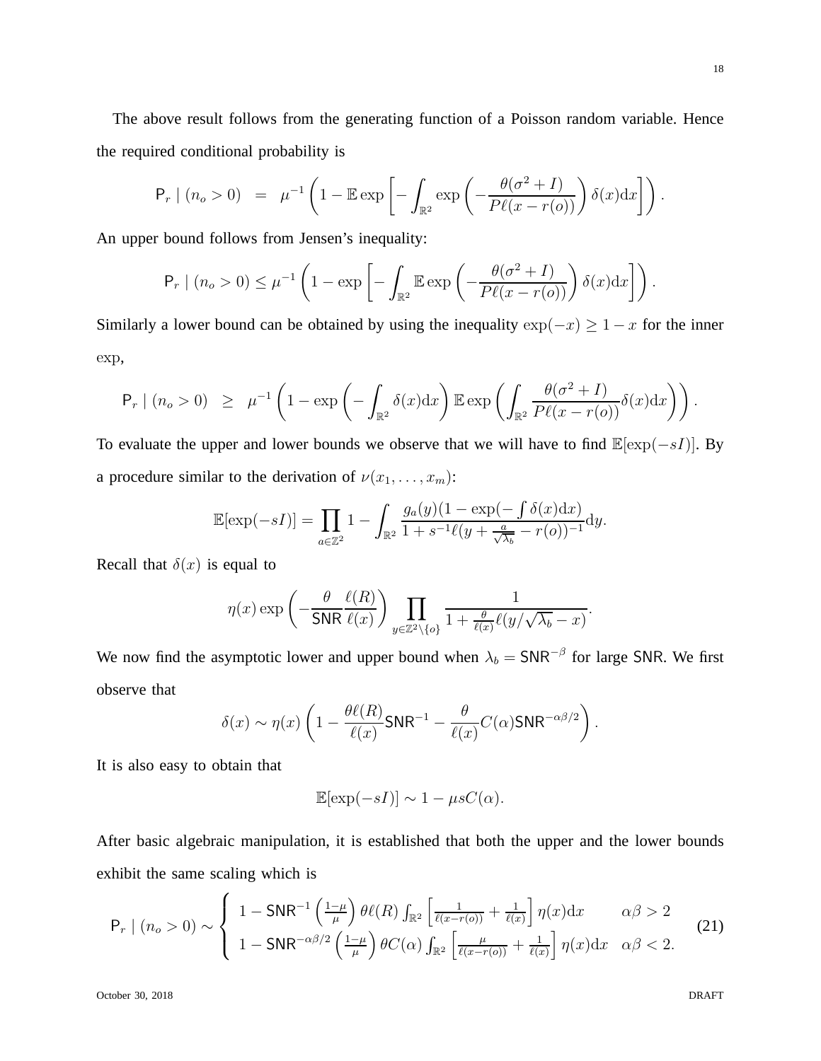The above result follows from the generating function of a Poisson random variable. Hence the required conditional probability is

$$\mathsf{P}_r \mid (n_o > 0) \;\; = \;\; \mu^{-1}\left(1 - \mathbb{E}\exp\left[-\int_{\mathbb{R}^2} \exp\left(-\frac{\theta(\sigma^2 + I)}{P\ell(x - r(o))}\right)\delta(x)\mathrm{d}x\right]\right).$$

An upper bound follows from Jensen's inequality:

$$\mathsf{P}_r \mid (n_o > 0) \leq \mu^{-1}\left(1 - \exp\left[-\int_{\mathbb{R}^2} \mathbb{E}\exp\left(-\frac{\theta(\sigma^2 + I)}{P\ell(x - r(o))}\right)\delta(x)\mathrm{d}x\right]\right).$$

Similarly a lower bound can be obtained by using the inequality $\exp(-x) \geq 1 - x$ for the inner $\exp$,

$$\mathsf{P}_r \mid (n_o > 0) \;\; \geq \;\; \mu^{-1}\left(1 - \exp\left(-\int_{\mathbb{R}^2}\delta(x)\mathrm{d}x\right)\mathbb{E}\exp\left(\int_{\mathbb{R}^2}\frac{\theta(\sigma^2 + I)}{P\ell(x - r(o))}\delta(x)\mathrm{d}x\right)\right).$$

To evaluate the upper and lower bounds we observe that we will have to find $\mathbb{E}[\exp(-sI)]$. By a procedure similar to the derivation of $\nu(x_1, \ldots, x_m)$:

$$\mathbb{E}[\exp(-sI)] = \prod_{a \in \mathbb{Z}^2} 1 - \int_{\mathbb{R}^2} \frac{g_a(y)(1 - \exp(-\int \delta(x)\mathrm{d}x)}{1 + s^{-1}\ell(y + \frac{a}{\sqrt{\lambda_b}} - r(o))^{-1}}\mathrm{d}y.$$

Recall that $\delta(x)$ is equal to

$$\eta(x)\exp\left(-\frac{\theta}{\mathsf{SNR}}\frac{\ell(R)}{\ell(x)}\right)\prod_{y \in \mathbb{Z}^2 \setminus \{o\}} \frac{1}{1 + \frac{\theta}{\ell(x)}\ell(y/\sqrt{\lambda_b} - x)}.$$

We now find the asymptotic lower and upper bound when $\lambda_b = \mathsf{SNR}^{-\beta}$ for large $\mathsf{SNR}$. We first observe that

$$\delta(x) \sim \eta(x)\left(1 - \frac{\theta\ell(R)}{\ell(x)}\mathsf{SNR}^{-1} - \frac{\theta}{\ell(x)}C(\alpha)\mathsf{SNR}^{-\alpha\beta/2}\right).$$

It is also easy to obtain that

$$\mathbb{E}[\exp(-sI)] \sim 1 - \mu s C(\alpha).$$

After basic algebraic manipulation, it is established that both the upper and the lower bounds exhibit the same scaling which is

$$\mathsf{P}_r \mid (n_o > 0) \sim \begin{cases} 1 - \mathsf{SNR}^{-1}\left(\frac{1-\mu}{\mu}\right)\theta\ell(R)\int_{\mathbb{R}^2}\left[\frac{1}{\ell(x - r(o))} + \frac{1}{\ell(x)}\right]\eta(x)\mathrm{d}x & \alpha\beta > 2 \\ 1 - \mathsf{SNR}^{-\alpha\beta/2}\left(\frac{1-\mu}{\mu}\right)\theta C(\alpha)\int_{\mathbb{R}^2}\left[\frac{\mu}{\ell(x - r(o))} + \frac{1}{\ell(x)}\right]\eta(x)\mathrm{d}x & \alpha\beta < 2. \end{cases} \tag{21}$$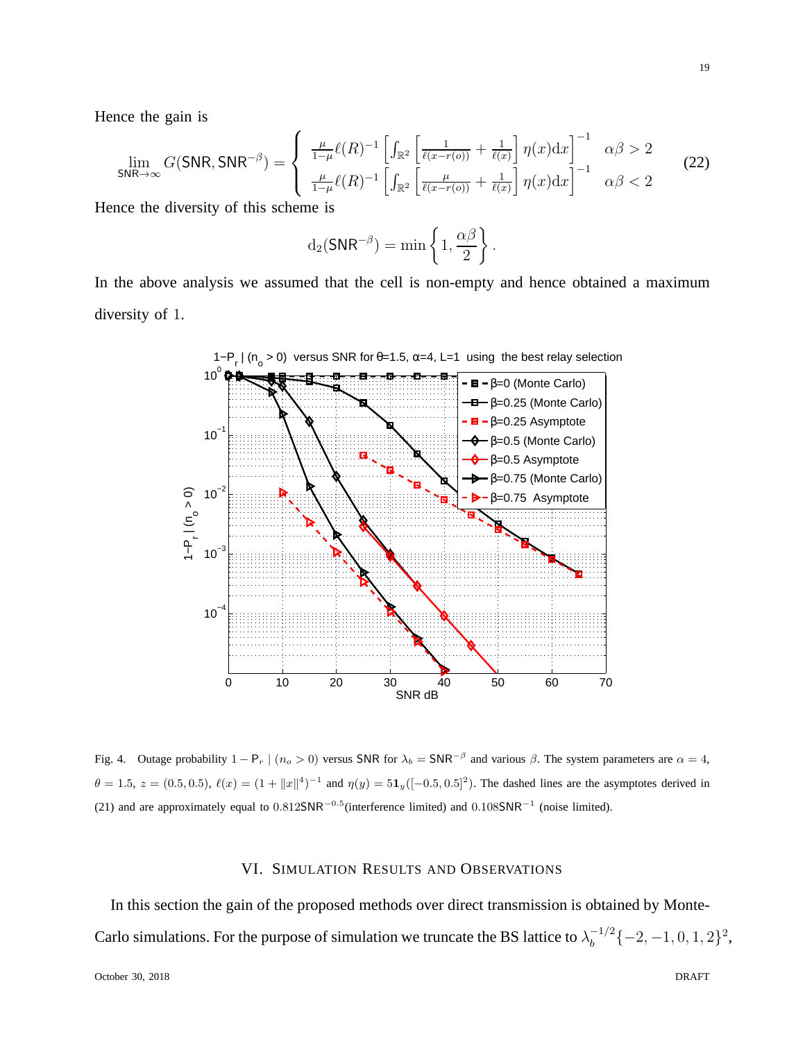Hence the gain is

$$\lim_{\mathsf{SNR}\to\infty} G(\mathsf{SNR}, \mathsf{SNR}^{-\beta}) = \begin{cases} \frac{\mu}{1-\mu}\ell(R)^{-1}\left[\int_{\mathbb{R}^2}\left[\frac{1}{\ell(x-r(o))}+\frac{1}{\ell(x)}\right]\eta(x)\mathrm{d}x\right]^{-1} & \alpha\beta>2 \\ \frac{\mu}{1-\mu}\ell(R)^{-1}\left[\int_{\mathbb{R}^2}\left[\frac{\mu}{\ell(x-r(o))}+\frac{1}{\ell(x)}\right]\eta(x)\mathrm{d}x\right]^{-1} & \alpha\beta<2 \end{cases} \tag{22}$$

Hence the diversity of this scheme is

$$\mathrm{d}_2(\mathsf{SNR}^{-\beta}) = \min\left\{1, \frac{\alpha\beta}{2}\right\}.$$

In the above analysis we assumed that the cell is non-empty and hence obtained a maximum diversity of 1.

Fig. 4. Outage probability $1-\mathsf{P}_r \mid (n_o > 0)$ versus $\mathsf{SNR}$ for $\lambda_b = \mathsf{SNR}^{-\beta}$ and various $\beta$. The system parameters are $\alpha = 4$, $\theta = 1.5$, $z = (0.5, 0.5)$, $\ell(x) = (1+\|x\|^4)^{-1}$ and $\eta(y) = 5\mathbf{1}_y([-0.5, 0.5]^2)$. The dashed lines are the asymptotes derived in (21) and are approximately equal to $0.812\mathsf{SNR}^{-0.5}$(interference limited) and $0.108\mathsf{SNR}^{-1}$ (noise limited).

## VI. Simulation Results and Observations

In this section the gain of the proposed methods over direct transmission is obtained by Monte-Carlo simulations. For the purpose of simulation we truncate the BS lattice to $\lambda_b^{-1/2}\{-2,-1,0,1,2\}^2$,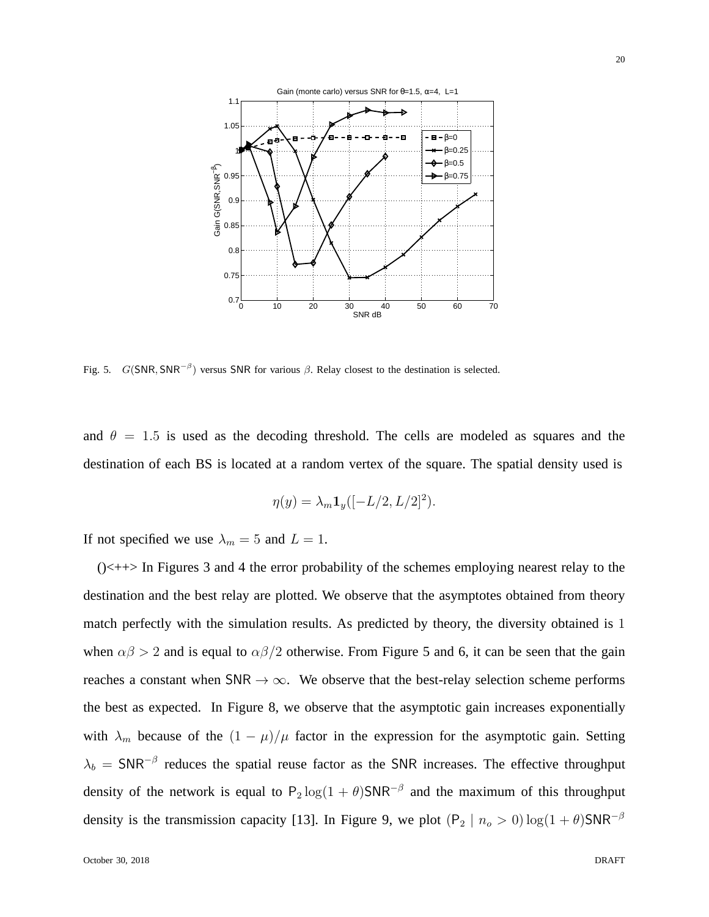Fig. 5. $G(\mathsf{SNR}, \mathsf{SNR}^{-\beta})$ versus $\mathsf{SNR}$ for various $\beta$. Relay closest to the destination is selected.

and $\theta = 1.5$ is used as the decoding threshold. The cells are modeled as squares and the destination of each BS is located at a random vertex of the square. The spatial density used is

$$\eta(y) = \lambda_m \mathbf{1}_y([-L/2, L/2]^2).$$

If not specified we use $\lambda_m = 5$ and $L = 1$.

()<++> In Figures 3 and 4 the error probability of the schemes employing nearest relay to the destination and the best relay are plotted. We observe that the asymptotes obtained from theory match perfectly with the simulation results. As predicted by theory, the diversity obtained is 1 when $\alpha\beta > 2$ and is equal to $\alpha\beta/2$ otherwise. From Figure 5 and 6, it can be seen that the gain reaches a constant when $\mathsf{SNR} \to \infty$. We observe that the best-relay selection scheme performs the best as expected. In Figure 8, we observe that the asymptotic gain increases exponentially with $\lambda_m$ because of the $(1-\mu)/\mu$ factor in the expression for the asymptotic gain. Setting $\lambda_b = \mathsf{SNR}^{-\beta}$ reduces the spatial reuse factor as the $\mathsf{SNR}$ increases. The effective throughput density of the network is equal to $\mathsf{P}_2 \log(1+\theta)\mathsf{SNR}^{-\beta}$ and the maximum of this throughput density is the transmission capacity [13]. In Figure 9, we plot $(\mathsf{P}_2 \mid n_o > 0) \log(1+\theta)\mathsf{SNR}^{-\beta}$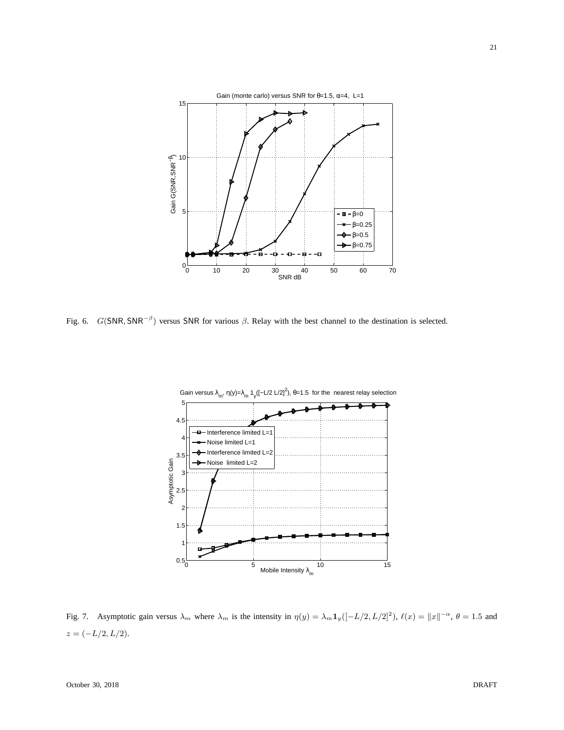Fig. 6. $G(\mathsf{SNR}, \mathsf{SNR}^{-\beta})$ versus $\mathsf{SNR}$ for various $\beta$. Relay with the best channel to the destination is selected.

Fig. 7. Asymptotic gain versus $\lambda_m$ where $\lambda_m$ is the intensity in $\eta(y) = \lambda_m \mathbf{1}_y([-L/2, L/2]^2)$, $\ell(x) = \|x\|^{-\alpha}$, $\theta = 1.5$ and $z = (-L/2, L/2)$.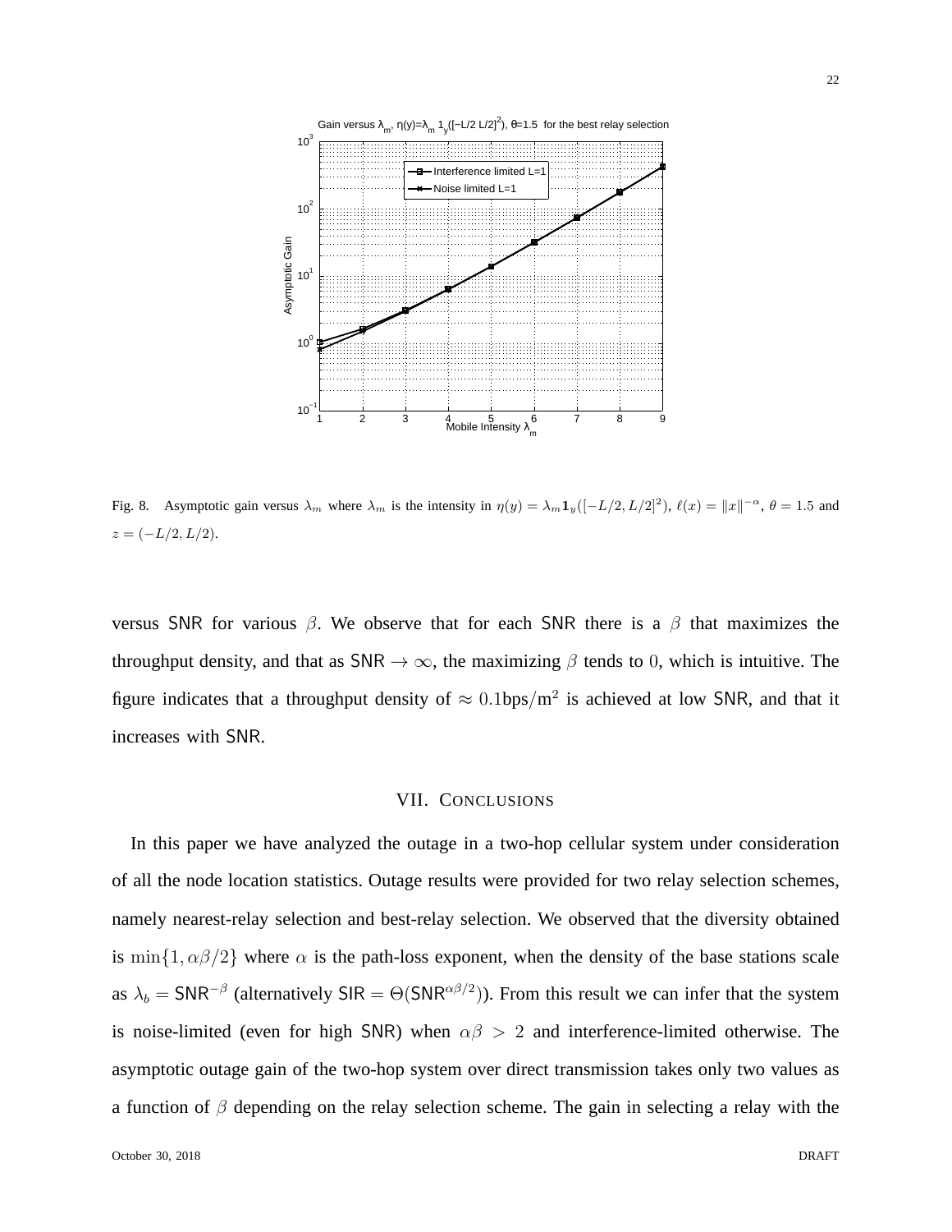Fig. 8. Asymptotic gain versus $\lambda_m$ where $\lambda_m$ is the intensity in $\eta(y) = \lambda_m \mathbf{1}_y([-L/2, L/2]^2)$, $\ell(x) = \|x\|^{-\alpha}$, $\theta = 1.5$ and $z = (-L/2, L/2)$.

versus $\mathsf{SNR}$ for various $\beta$. We observe that for each $\mathsf{SNR}$ there is a $\beta$ that maximizes the throughput density, and that as $\mathsf{SNR} \to \infty$, the maximizing $\beta$ tends to $0$, which is intuitive. The figure indicates that a throughput density of $\approx 0.1$bps/m$^2$ is achieved at low $\mathsf{SNR}$, and that it increases with $\mathsf{SNR}$.

## VII. Conclusions

In this paper we have analyzed the outage in a two-hop cellular system under consideration of all the node location statistics. Outage results were provided for two relay selection schemes, namely nearest-relay selection and best-relay selection. We observed that the diversity obtained is $\min\{1, \alpha\beta/2\}$ where $\alpha$ is the path-loss exponent, when the density of the base stations scale as $\lambda_b = \mathsf{SNR}^{-\beta}$ (alternatively $\mathsf{SIR} = \Theta(\mathsf{SNR}^{\alpha\beta/2})$). From this result we can infer that the system is noise-limited (even for high $\mathsf{SNR}$) when $\alpha\beta > 2$ and interference-limited otherwise. The asymptotic outage gain of the two-hop system over direct transmission takes only two values as a function of $\beta$ depending on the relay selection scheme. The gain in selecting a relay with the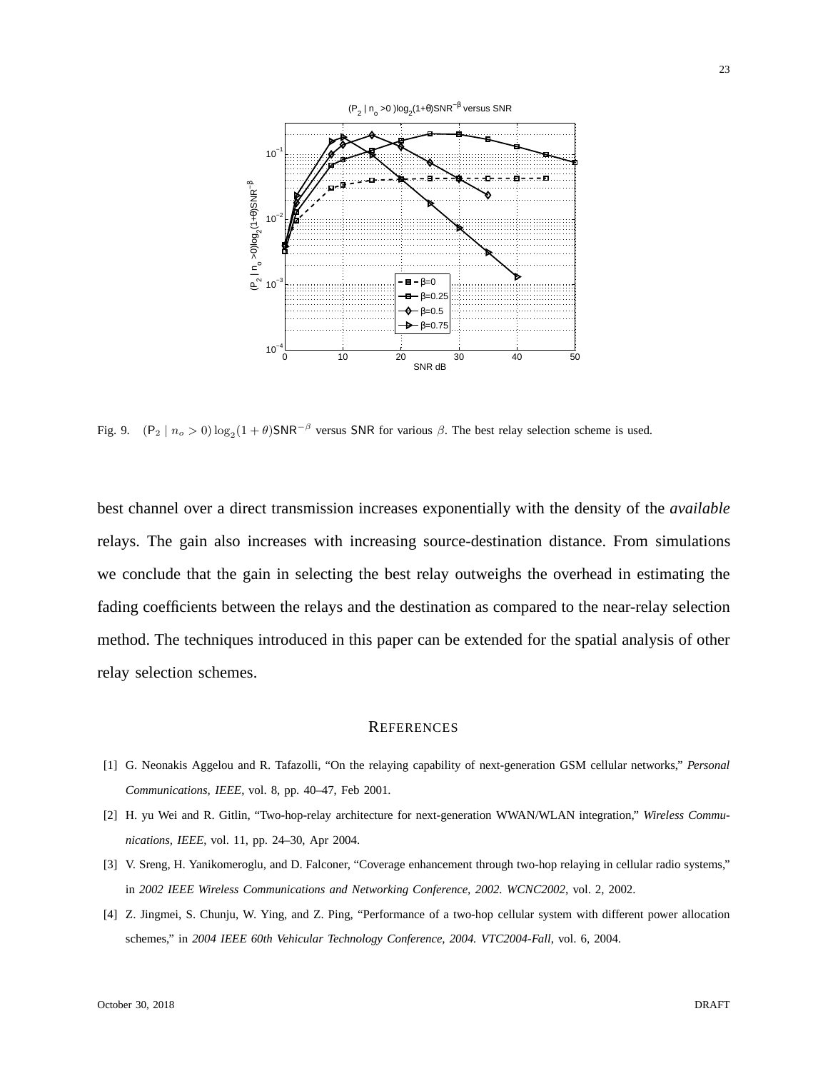Fig. 9. $(\mathsf{P}_2 \mid n_o > 0) \log_2(1+\theta)\mathsf{SNR}^{-\beta}$ versus SNR for various $\beta$. The best relay selection scheme is used.

best channel over a direct transmission increases exponentially with the density of the *available* relays. The gain also increases with increasing source-destination distance. From simulations we conclude that the gain in selecting the best relay outweighs the overhead in estimating the fading coefficients between the relays and the destination as compared to the near-relay selection method. The techniques introduced in this paper can be extended for the spatial analysis of other relay selection schemes.

## REFERENCES

[1] G. Neonakis Aggelou and R. Tafazolli, "On the relaying capability of next-generation GSM cellular networks," *Personal Communications, IEEE*, vol. 8, pp. 40–47, Feb 2001.

[2] H. yu Wei and R. Gitlin, "Two-hop-relay architecture for next-generation WWAN/WLAN integration," *Wireless Communications, IEEE*, vol. 11, pp. 24–30, Apr 2004.

[3] V. Sreng, H. Yanikomeroglu, and D. Falconer, "Coverage enhancement through two-hop relaying in cellular radio systems," in *2002 IEEE Wireless Communications and Networking Conference, 2002. WCNC2002*, vol. 2, 2002.

[4] Z. Jingmei, S. Chunju, W. Ying, and Z. Ping, "Performance of a two-hop cellular system with different power allocation schemes," in *2004 IEEE 60th Vehicular Technology Conference, 2004. VTC2004-Fall*, vol. 6, 2004.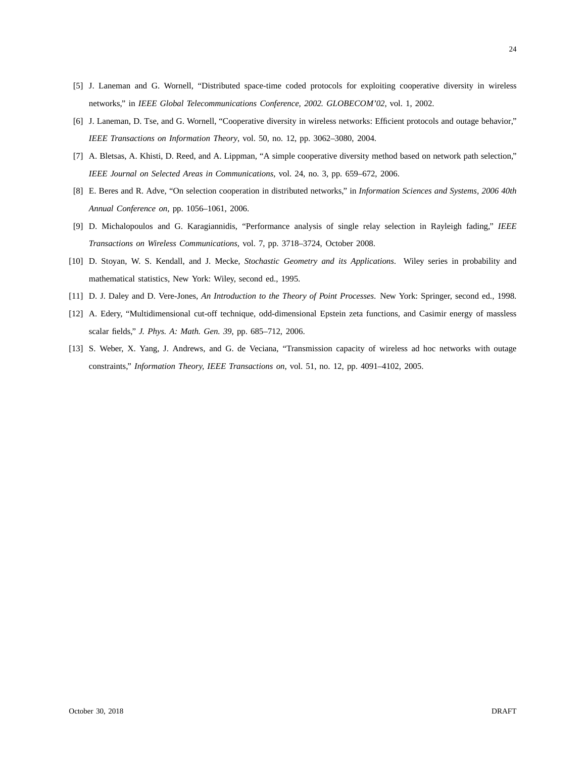[5] J. Laneman and G. Wornell, "Distributed space-time coded protocols for exploiting cooperative diversity in wireless networks," in *IEEE Global Telecommunications Conference, 2002. GLOBECOM'02*, vol. 1, 2002.

[6] J. Laneman, D. Tse, and G. Wornell, "Cooperative diversity in wireless networks: Efficient protocols and outage behavior," *IEEE Transactions on Information Theory*, vol. 50, no. 12, pp. 3062–3080, 2004.

[7] A. Bletsas, A. Khisti, D. Reed, and A. Lippman, "A simple cooperative diversity method based on network path selection," *IEEE Journal on Selected Areas in Communications*, vol. 24, no. 3, pp. 659–672, 2006.

[8] E. Beres and R. Adve, "On selection cooperation in distributed networks," in *Information Sciences and Systems, 2006 40th Annual Conference on*, pp. 1056–1061, 2006.

[9] D. Michalopoulos and G. Karagiannidis, "Performance analysis of single relay selection in Rayleigh fading," *IEEE Transactions on Wireless Communications*, vol. 7, pp. 3718–3724, October 2008.

[10] D. Stoyan, W. S. Kendall, and J. Mecke, *Stochastic Geometry and its Applications*. Wiley series in probability and mathematical statistics, New York: Wiley, second ed., 1995.

[11] D. J. Daley and D. Vere-Jones, *An Introduction to the Theory of Point Processes*. New York: Springer, second ed., 1998.

[12] A. Edery, "Multidimensional cut-off technique, odd-dimensional Epstein zeta functions, and Casimir energy of massless scalar fields," *J. Phys. A: Math. Gen. 39*, pp. 685–712, 2006.

[13] S. Weber, X. Yang, J. Andrews, and G. de Veciana, "Transmission capacity of wireless ad hoc networks with outage constraints," *Information Theory, IEEE Transactions on*, vol. 51, no. 12, pp. 4091–4102, 2005.